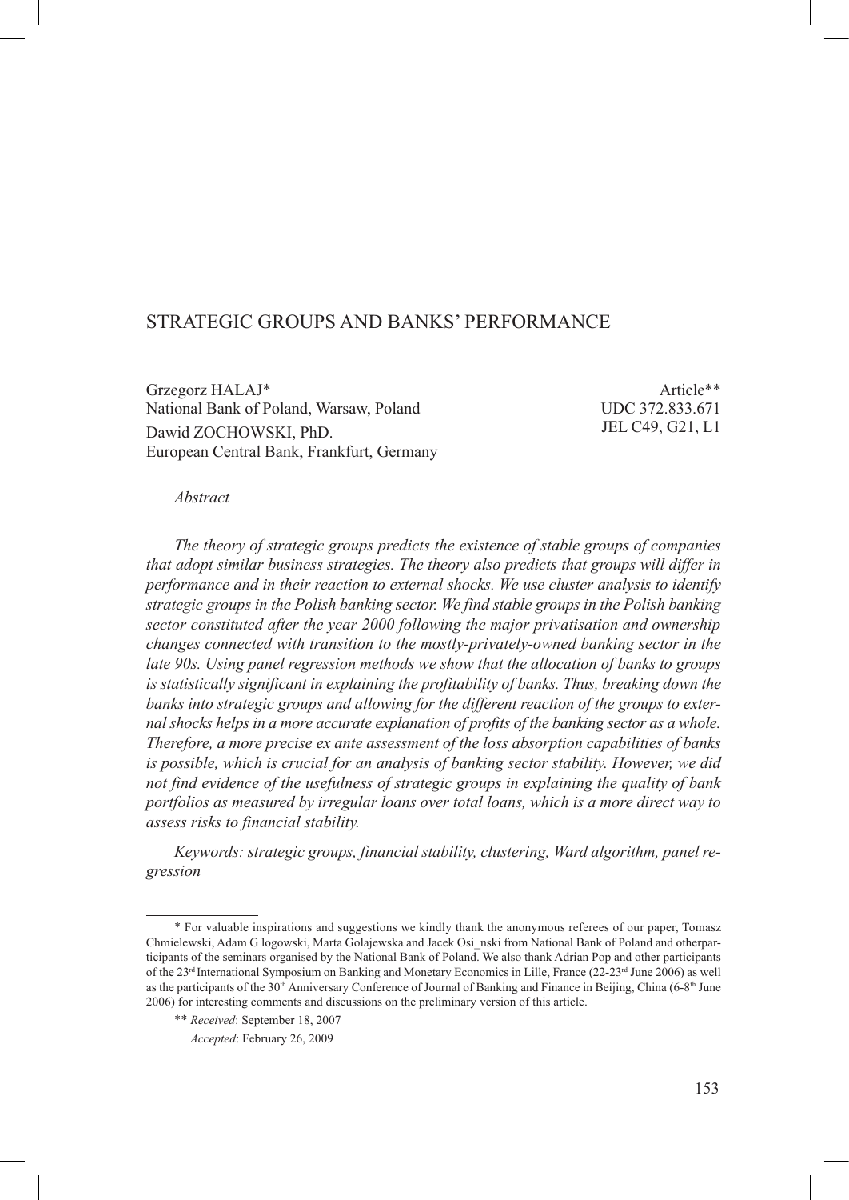# STRATEGIC GROUPS AND BANKS' PERFORMANCE

Grzegorz HALAJ*
National Bank of Poland, Warsaw, Poland

Dawid ZOCHOWSKI, PhD.
European Central Bank, Frankfurt, Germany

Article**
UDC 372.833.671
JEL C49, G21, L1

*Abstract*

*The theory of strategic groups predicts the existence of stable groups of companies that adopt similar business strategies. The theory also predicts that groups will differ in performance and in their reaction to external shocks. We use cluster analysis to identify strategic groups in the Polish banking sector. We find stable groups in the Polish banking sector constituted after the year 2000 following the major privatisation and ownership changes connected with transition to the mostly-privately-owned banking sector in the late 90s. Using panel regression methods we show that the allocation of banks to groups is statistically significant in explaining the profitability of banks. Thus, breaking down the banks into strategic groups and allowing for the different reaction of the groups to external shocks helps in a more accurate explanation of profits of the banking sector as a whole. Therefore, a more precise ex ante assessment of the loss absorption capabilities of banks is possible, which is crucial for an analysis of banking sector stability. However, we did not find evidence of the usefulness of strategic groups in explaining the quality of bank portfolios as measured by irregular loans over total loans, which is a more direct way to assess risks to financial stability.*

*Keywords: strategic groups, financial stability, clustering, Ward algorithm, panel regression*

---

\* For valuable inspirations and suggestions we kindly thank the anonymous referees of our paper, Tomasz Chmielewski, Adam G logowski, Marta Golajewska and Jacek Osi_nski from National Bank of Poland and otherparticipants of the seminars organised by the National Bank of Poland. We also thank Adrian Pop and other participants of the 23rd International Symposium on Banking and Monetary Economics in Lille, France (22-23rd June 2006) as well as the participants of the 30th Anniversary Conference of Journal of Banking and Finance in Beijing, China (6-8th June 2006) for interesting comments and discussions on the preliminary version of this article.

\*\* *Received*: September 18, 2007
*Accepted*: February 26, 2009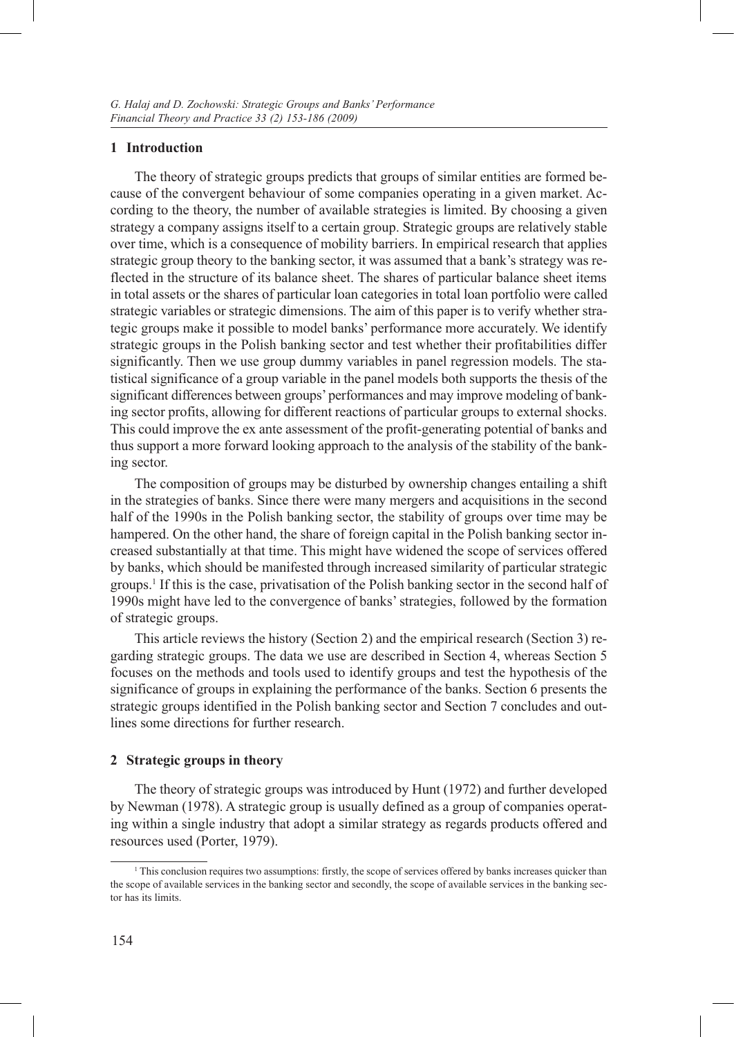## 1 Introduction

The theory of strategic groups predicts that groups of similar entities are formed because of the convergent behaviour of some companies operating in a given market. According to the theory, the number of available strategies is limited. By choosing a given strategy a company assigns itself to a certain group. Strategic groups are relatively stable over time, which is a consequence of mobility barriers. In empirical research that applies strategic group theory to the banking sector, it was assumed that a bank's strategy was reflected in the structure of its balance sheet. The shares of particular balance sheet items in total assets or the shares of particular loan categories in total loan portfolio were called strategic variables or strategic dimensions. The aim of this paper is to verify whether strategic groups make it possible to model banks' performance more accurately. We identify strategic groups in the Polish banking sector and test whether their profitabilities differ significantly. Then we use group dummy variables in panel regression models. The statistical significance of a group variable in the panel models both supports the thesis of the significant differences between groups' performances and may improve modeling of banking sector profits, allowing for different reactions of particular groups to external shocks. This could improve the ex ante assessment of the profit-generating potential of banks and thus support a more forward looking approach to the analysis of the stability of the banking sector.

The composition of groups may be disturbed by ownership changes entailing a shift in the strategies of banks. Since there were many mergers and acquisitions in the second half of the 1990s in the Polish banking sector, the stability of groups over time may be hampered. On the other hand, the share of foreign capital in the Polish banking sector increased substantially at that time. This might have widened the scope of services offered by banks, which should be manifested through increased similarity of particular strategic groups.[1] If this is the case, privatisation of the Polish banking sector in the second half of 1990s might have led to the convergence of banks' strategies, followed by the formation of strategic groups.

This article reviews the history (Section 2) and the empirical research (Section 3) regarding strategic groups. The data we use are described in Section 4, whereas Section 5 focuses on the methods and tools used to identify groups and test the hypothesis of the significance of groups in explaining the performance of the banks. Section 6 presents the strategic groups identified in the Polish banking sector and Section 7 concludes and outlines some directions for further research.

## 2 Strategic groups in theory

The theory of strategic groups was introduced by Hunt (1972) and further developed by Newman (1978). A strategic group is usually defined as a group of companies operating within a single industry that adopt a similar strategy as regards products offered and resources used (Porter, 1979).

[1] This conclusion requires two assumptions: firstly, the scope of services offered by banks increases quicker than the scope of available services in the banking sector and secondly, the scope of available services in the banking sector has its limits.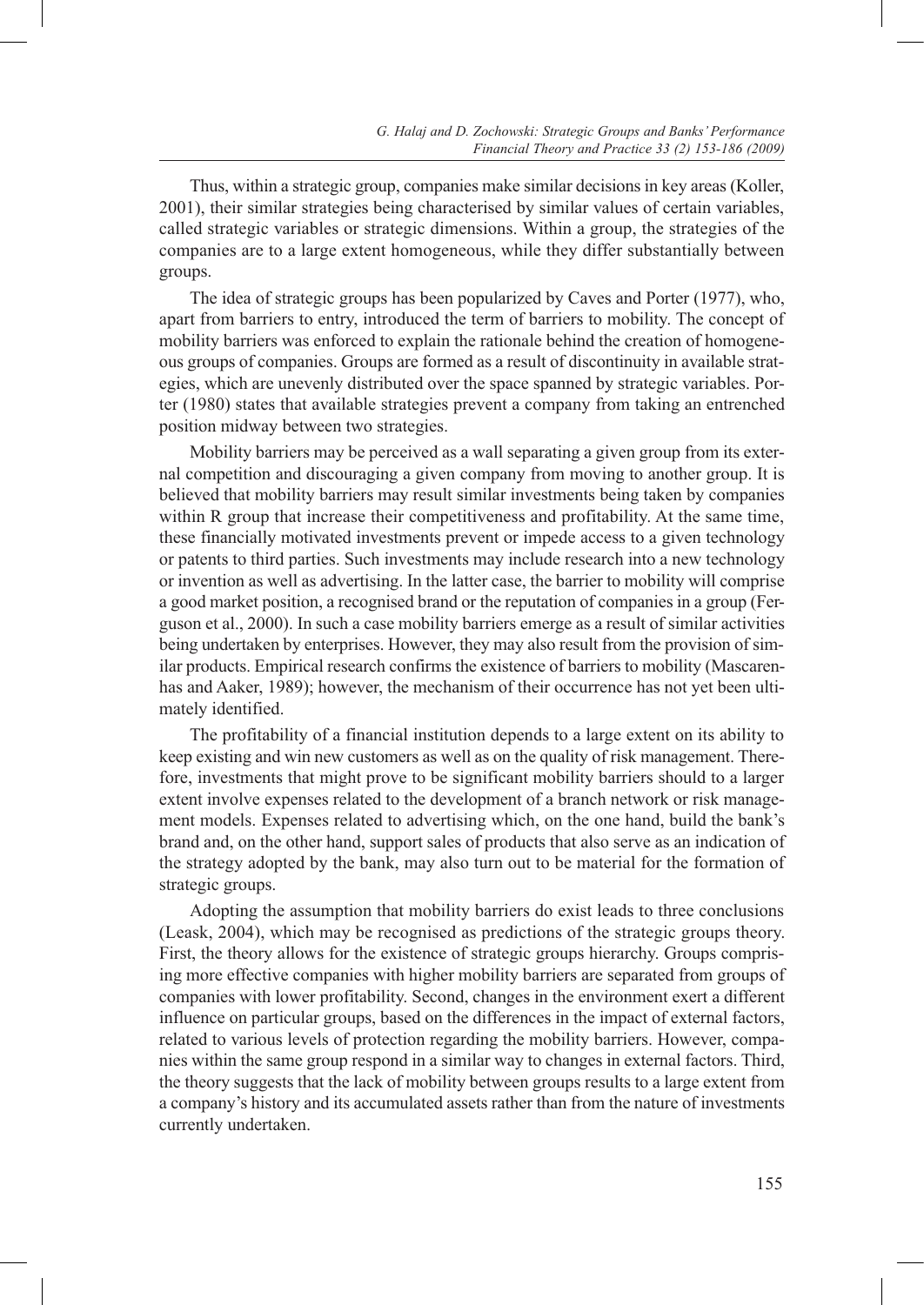Thus, within a strategic group, companies make similar decisions in key areas (Koller, 2001), their similar strategies being characterised by similar values of certain variables, called strategic variables or strategic dimensions. Within a group, the strategies of the companies are to a large extent homogeneous, while they differ substantially between groups.

The idea of strategic groups has been popularized by Caves and Porter (1977), who, apart from barriers to entry, introduced the term of barriers to mobility. The concept of mobility barriers was enforced to explain the rationale behind the creation of homogeneous groups of companies. Groups are formed as a result of discontinuity in available strategies, which are unevenly distributed over the space spanned by strategic variables. Porter (1980) states that available strategies prevent a company from taking an entrenched position midway between two strategies.

Mobility barriers may be perceived as a wall separating a given group from its external competition and discouraging a given company from moving to another group. It is believed that mobility barriers may result similar investments being taken by companies within R group that increase their competitiveness and profitability. At the same time, these financially motivated investments prevent or impede access to a given technology or patents to third parties. Such investments may include research into a new technology or invention as well as advertising. In the latter case, the barrier to mobility will comprise a good market position, a recognised brand or the reputation of companies in a group (Ferguson et al., 2000). In such a case mobility barriers emerge as a result of similar activities being undertaken by enterprises. However, they may also result from the provision of similar products. Empirical research confirms the existence of barriers to mobility (Mascarenhas and Aaker, 1989); however, the mechanism of their occurrence has not yet been ultimately identified.

The profitability of a financial institution depends to a large extent on its ability to keep existing and win new customers as well as on the quality of risk management. Therefore, investments that might prove to be significant mobility barriers should to a larger extent involve expenses related to the development of a branch network or risk management models. Expenses related to advertising which, on the one hand, build the bank's brand and, on the other hand, support sales of products that also serve as an indication of the strategy adopted by the bank, may also turn out to be material for the formation of strategic groups.

Adopting the assumption that mobility barriers do exist leads to three conclusions (Leask, 2004), which may be recognised as predictions of the strategic groups theory. First, the theory allows for the existence of strategic groups hierarchy. Groups comprising more effective companies with higher mobility barriers are separated from groups of companies with lower profitability. Second, changes in the environment exert a different influence on particular groups, based on the differences in the impact of external factors, related to various levels of protection regarding the mobility barriers. However, companies within the same group respond in a similar way to changes in external factors. Third, the theory suggests that the lack of mobility between groups results to a large extent from a company's history and its accumulated assets rather than from the nature of investments currently undertaken.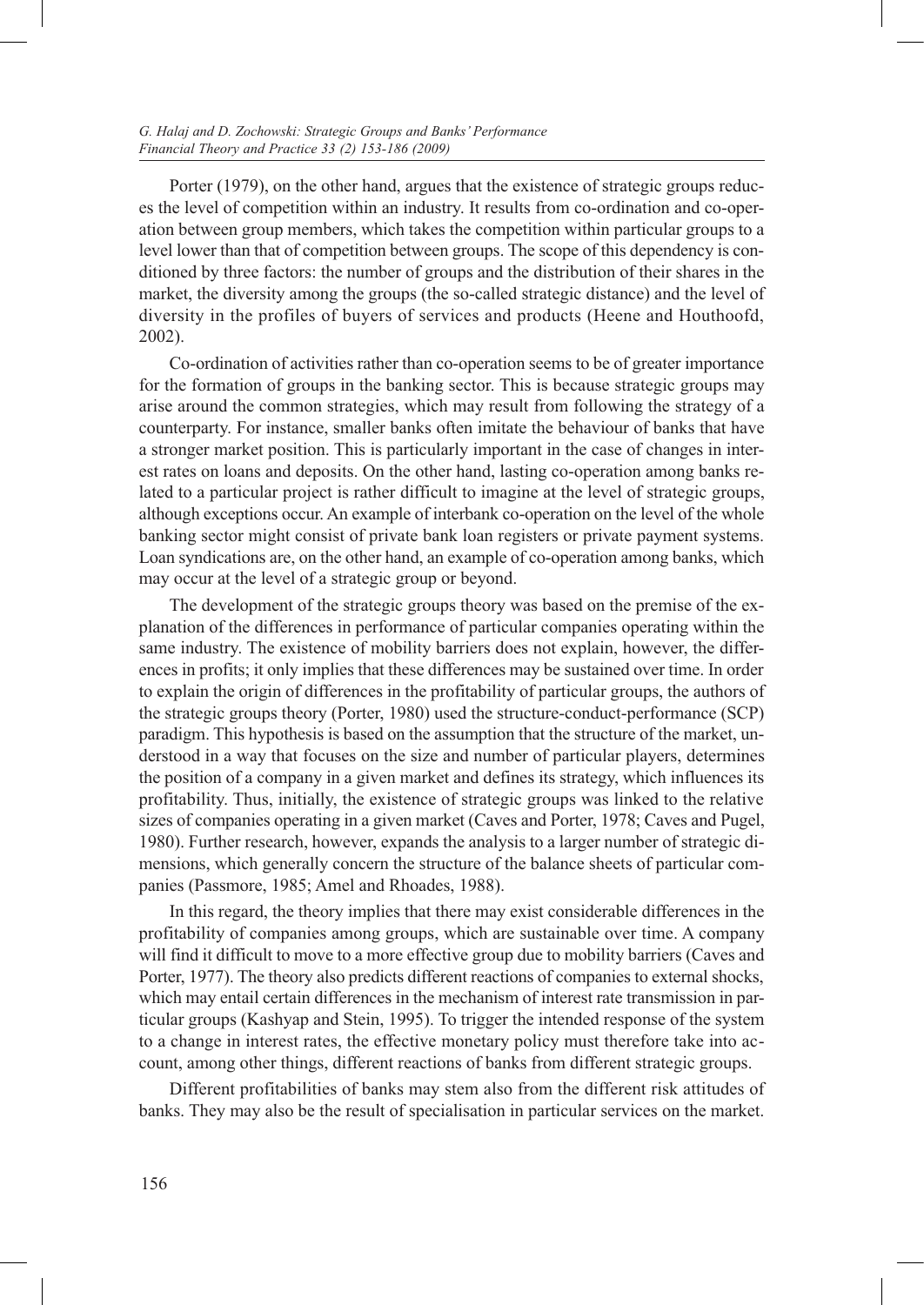Porter (1979), on the other hand, argues that the existence of strategic groups reduces the level of competition within an industry. It results from co-ordination and co-operation between group members, which takes the competition within particular groups to a level lower than that of competition between groups. The scope of this dependency is conditioned by three factors: the number of groups and the distribution of their shares in the market, the diversity among the groups (the so-called strategic distance) and the level of diversity in the profiles of buyers of services and products (Heene and Houthoofd, 2002).

Co-ordination of activities rather than co-operation seems to be of greater importance for the formation of groups in the banking sector. This is because strategic groups may arise around the common strategies, which may result from following the strategy of a counterparty. For instance, smaller banks often imitate the behaviour of banks that have a stronger market position. This is particularly important in the case of changes in interest rates on loans and deposits. On the other hand, lasting co-operation among banks related to a particular project is rather difficult to imagine at the level of strategic groups, although exceptions occur. An example of interbank co-operation on the level of the whole banking sector might consist of private bank loan registers or private payment systems. Loan syndications are, on the other hand, an example of co-operation among banks, which may occur at the level of a strategic group or beyond.

The development of the strategic groups theory was based on the premise of the explanation of the differences in performance of particular companies operating within the same industry. The existence of mobility barriers does not explain, however, the differences in profits; it only implies that these differences may be sustained over time. In order to explain the origin of differences in the profitability of particular groups, the authors of the strategic groups theory (Porter, 1980) used the structure-conduct-performance (SCP) paradigm. This hypothesis is based on the assumption that the structure of the market, understood in a way that focuses on the size and number of particular players, determines the position of a company in a given market and defines its strategy, which influences its profitability. Thus, initially, the existence of strategic groups was linked to the relative sizes of companies operating in a given market (Caves and Porter, 1978; Caves and Pugel, 1980). Further research, however, expands the analysis to a larger number of strategic dimensions, which generally concern the structure of the balance sheets of particular companies (Passmore, 1985; Amel and Rhoades, 1988).

In this regard, the theory implies that there may exist considerable differences in the profitability of companies among groups, which are sustainable over time. A company will find it difficult to move to a more effective group due to mobility barriers (Caves and Porter, 1977). The theory also predicts different reactions of companies to external shocks, which may entail certain differences in the mechanism of interest rate transmission in particular groups (Kashyap and Stein, 1995). To trigger the intended response of the system to a change in interest rates, the effective monetary policy must therefore take into account, among other things, different reactions of banks from different strategic groups.

Different profitabilities of banks may stem also from the different risk attitudes of banks. They may also be the result of specialisation in particular services on the market.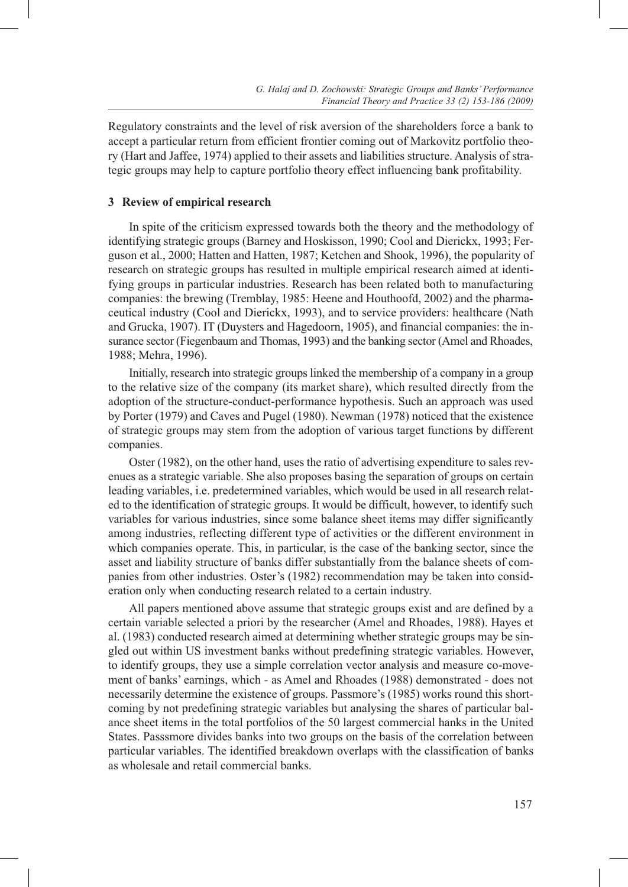Regulatory constraints and the level of risk aversion of the shareholders force a bank to accept a particular return from efficient frontier coming out of Markovitz portfolio theory (Hart and Jaffee, 1974) applied to their assets and liabilities structure. Analysis of strategic groups may help to capture portfolio theory effect influencing bank profitability.

## 3 Review of empirical research

In spite of the criticism expressed towards both the theory and the methodology of identifying strategic groups (Barney and Hoskisson, 1990; Cool and Dierickx, 1993; Ferguson et al., 2000; Hatten and Hatten, 1987; Ketchen and Shook, 1996), the popularity of research on strategic groups has resulted in multiple empirical research aimed at identifying groups in particular industries. Research has been related both to manufacturing companies: the brewing (Tremblay, 1985: Heene and Houthoofd, 2002) and the pharmaceutical industry (Cool and Dierickx, 1993), and to service providers: healthcare (Nath and Grucka, 1907). IT (Duysters and Hagedoorn, 1905), and financial companies: the insurance sector (Fiegenbaum and Thomas, 1993) and the banking sector (Amel and Rhoades, 1988; Mehra, 1996).

Initially, research into strategic groups linked the membership of a company in a group to the relative size of the company (its market share), which resulted directly from the adoption of the structure-conduct-performance hypothesis. Such an approach was used by Porter (1979) and Caves and Pugel (1980). Newman (1978) noticed that the existence of strategic groups may stem from the adoption of various target functions by different companies.

Oster (1982), on the other hand, uses the ratio of advertising expenditure to sales revenues as a strategic variable. She also proposes basing the separation of groups on certain leading variables, i.e. predetermined variables, which would be used in all research related to the identification of strategic groups. It would be difficult, however, to identify such variables for various industries, since some balance sheet items may differ significantly among industries, reflecting different type of activities or the different environment in which companies operate. This, in particular, is the case of the banking sector, since the asset and liability structure of banks differ substantially from the balance sheets of companies from other industries. Oster's (1982) recommendation may be taken into consideration only when conducting research related to a certain industry.

All papers mentioned above assume that strategic groups exist and are defined by a certain variable selected a priori by the researcher (Amel and Rhoades, 1988). Hayes et al. (1983) conducted research aimed at determining whether strategic groups may be singled out within US investment banks without predefining strategic variables. However, to identify groups, they use a simple correlation vector analysis and measure co-movement of banks' earnings, which - as Amel and Rhoades (1988) demonstrated - does not necessarily determine the existence of groups. Passmore's (1985) works round this shortcoming by not predefining strategic variables but analysing the shares of particular balance sheet items in the total portfolios of the 50 largest commercial hanks in the United States. Passsmore divides banks into two groups on the basis of the correlation between particular variables. The identified breakdown overlaps with the classification of banks as wholesale and retail commercial banks.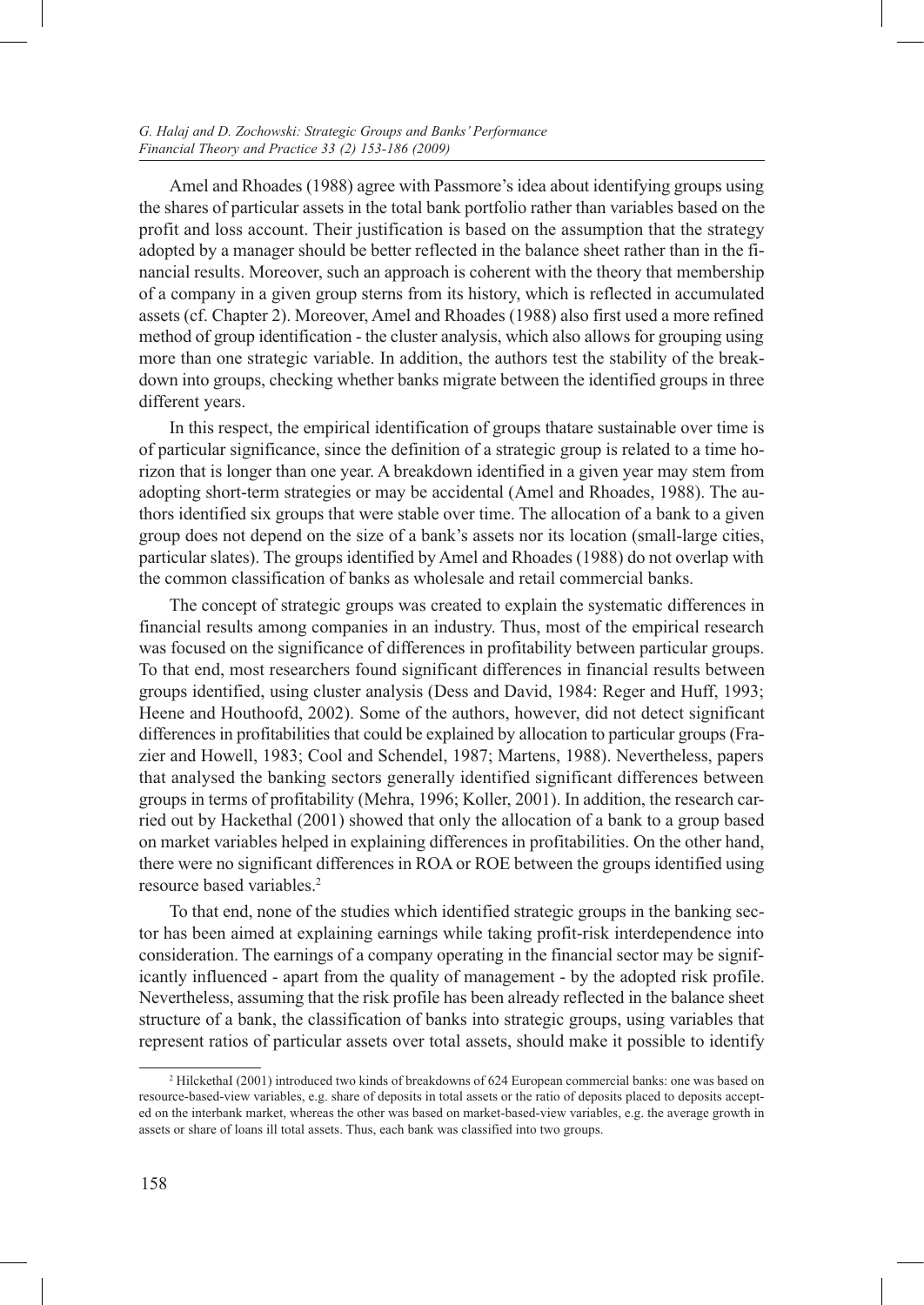Amel and Rhoades (1988) agree with Passmore's idea about identifying groups using the shares of particular assets in the total bank portfolio rather than variables based on the profit and loss account. Their justification is based on the assumption that the strategy adopted by a manager should be better reflected in the balance sheet rather than in the financial results. Moreover, such an approach is coherent with the theory that membership of a company in a given group sterns from its history, which is reflected in accumulated assets (cf. Chapter 2). Moreover, Amel and Rhoades (1988) also first used a more refined method of group identification - the cluster analysis, which also allows for grouping using more than one strategic variable. In addition, the authors test the stability of the breakdown into groups, checking whether banks migrate between the identified groups in three different years.

In this respect, the empirical identification of groups thatare sustainable over time is of particular significance, since the definition of a strategic group is related to a time horizon that is longer than one year. A breakdown identified in a given year may stem from adopting short-term strategies or may be accidental (Amel and Rhoades, 1988). The authors identified six groups that were stable over time. The allocation of a bank to a given group does not depend on the size of a bank's assets nor its location (small-large cities, particular slates). The groups identified by Amel and Rhoades (1988) do not overlap with the common classification of banks as wholesale and retail commercial banks.

The concept of strategic groups was created to explain the systematic differences in financial results among companies in an industry. Thus, most of the empirical research was focused on the significance of differences in profitability between particular groups. To that end, most researchers found significant differences in financial results between groups identified, using cluster analysis (Dess and David, 1984: Reger and Huff, 1993; Heene and Houthoofd, 2002). Some of the authors, however, did not detect significant differences in profitabilities that could be explained by allocation to particular groups (Frazier and Howell, 1983; Cool and Schendel, 1987; Martens, 1988). Nevertheless, papers that analysed the banking sectors generally identified significant differences between groups in terms of profitability (Mehra, 1996; Koller, 2001). In addition, the research carried out by Hackethal (2001) showed that only the allocation of a bank to a group based on market variables helped in explaining differences in profitabilities. On the other hand, there were no significant differences in ROA or ROE between the groups identified using resource based variables.[2]

To that end, none of the studies which identified strategic groups in the banking sector has been aimed at explaining earnings while taking profit-risk interdependence into consideration. The earnings of a company operating in the financial sector may be significantly influenced - apart from the quality of management - by the adopted risk profile. Nevertheless, assuming that the risk profile has been already reflected in the balance sheet structure of a bank, the classification of banks into strategic groups, using variables that represent ratios of particular assets over total assets, should make it possible to identify

[2] HilckethaI (2001) introduced two kinds of breakdowns of 624 European commercial banks: one was based on resource-based-view variables, e.g. share of deposits in total assets or the ratio of deposits placed to deposits accepted on the interbank market, whereas the other was based on market-based-view variables, e.g. the average growth in assets or share of loans ill total assets. Thus, each bank was classified into two groups.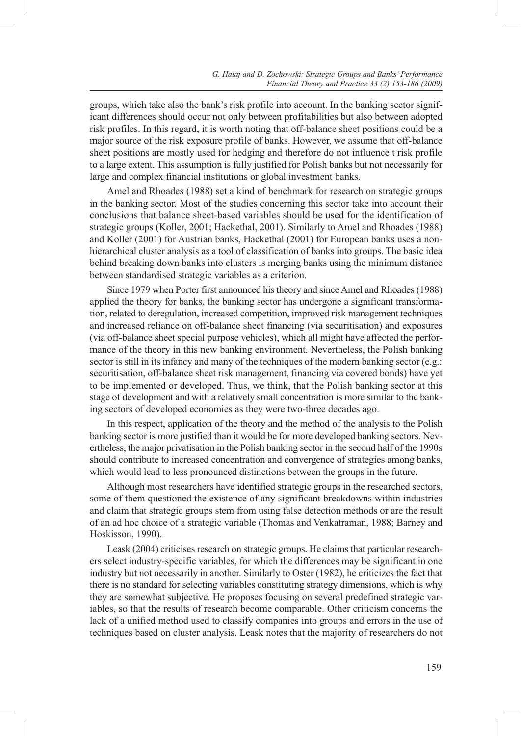groups, which take also the bank's risk profile into account. In the banking sector significant differences should occur not only between profitabilities but also between adopted risk profiles. In this regard, it is worth noting that off-balance sheet positions could be a major source of the risk exposure profile of banks. However, we assume that off-balance sheet positions are mostly used for hedging and therefore do not influence t risk profile to a large extent. This assumption is fully justified for Polish banks but not necessarily for large and complex financial institutions or global investment banks.

Amel and Rhoades (1988) set a kind of benchmark for research on strategic groups in the banking sector. Most of the studies concerning this sector take into account their conclusions that balance sheet-based variables should be used for the identification of strategic groups (Koller, 2001; Hackethal, 2001). Similarly to Amel and Rhoades (1988) and Koller (2001) for Austrian banks, Hackethal (2001) for European banks uses a non-hierarchical cluster analysis as a tool of classification of banks into groups. The basic idea behind breaking down banks into clusters is merging banks using the minimum distance between standardised strategic variables as a criterion.

Since 1979 when Porter first announced his theory and since Amel and Rhoades (1988) applied the theory for banks, the banking sector has undergone a significant transformation, related to deregulation, increased competition, improved risk management techniques and increased reliance on off-balance sheet financing (via securitisation) and exposures (via off-balance sheet special purpose vehicles), which all might have affected the performance of the theory in this new banking environment. Nevertheless, the Polish banking sector is still in its infancy and many of the techniques of the modern banking sector (e.g.: securitisation, off-balance sheet risk management, financing via covered bonds) have yet to be implemented or developed. Thus, we think, that the Polish banking sector at this stage of development and with a relatively small concentration is more similar to the banking sectors of developed economies as they were two-three decades ago.

In this respect, application of the theory and the method of the analysis to the Polish banking sector is more justified than it would be for more developed banking sectors. Nevertheless, the major privatisation in the Polish banking sector in the second half of the 1990s should contribute to increased concentration and convergence of strategies among banks, which would lead to less pronounced distinctions between the groups in the future.

Although most researchers have identified strategic groups in the researched sectors, some of them questioned the existence of any significant breakdowns within industries and claim that strategic groups stem from using false detection methods or are the result of an ad hoc choice of a strategic variable (Thomas and Venkatraman, 1988; Barney and Hoskisson, 1990).

Leask (2004) criticises research on strategic groups. He claims that particular researchers select industry-specific variables, for which the differences may be significant in one industry but not necessarily in another. Similarly to Oster (1982), he criticizes the fact that there is no standard for selecting variables constituting strategy dimensions, which is why they are somewhat subjective. He proposes focusing on several predefined strategic variables, so that the results of research become comparable. Other criticism concerns the lack of a unified method used to classify companies into groups and errors in the use of techniques based on cluster analysis. Leask notes that the majority of researchers do not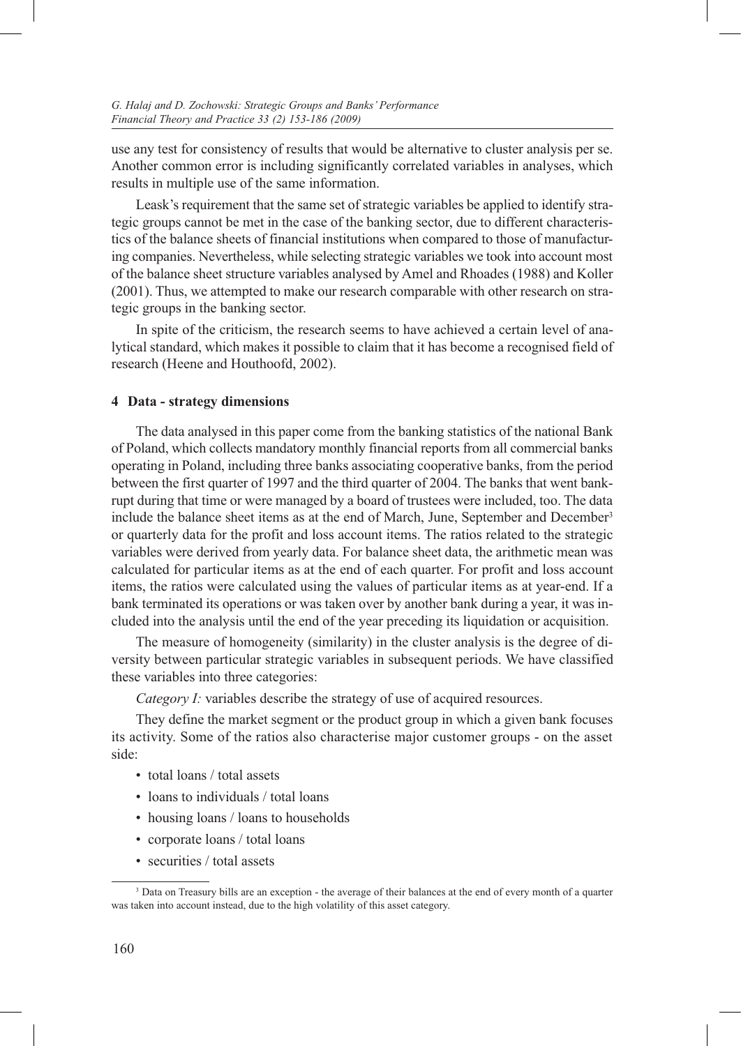use any test for consistency of results that would be alternative to cluster analysis per se. Another common error is including significantly correlated variables in analyses, which results in multiple use of the same information.

Leask's requirement that the same set of strategic variables be applied to identify strategic groups cannot be met in the case of the banking sector, due to different characteristics of the balance sheets of financial institutions when compared to those of manufacturing companies. Nevertheless, while selecting strategic variables we took into account most of the balance sheet structure variables analysed by Amel and Rhoades (1988) and Koller (2001). Thus, we attempted to make our research comparable with other research on strategic groups in the banking sector.

In spite of the criticism, the research seems to have achieved a certain level of analytical standard, which makes it possible to claim that it has become a recognised field of research (Heene and Houthoofd, 2002).

## 4 Data - strategy dimensions

The data analysed in this paper come from the banking statistics of the national Bank of Poland, which collects mandatory monthly financial reports from all commercial banks operating in Poland, including three banks associating cooperative banks, from the period between the first quarter of 1997 and the third quarter of 2004. The banks that went bankrupt during that time or were managed by a board of trustees were included, too. The data include the balance sheet items as at the end of March, June, September and December[3] or quarterly data for the profit and loss account items. The ratios related to the strategic variables were derived from yearly data. For balance sheet data, the arithmetic mean was calculated for particular items as at the end of each quarter. For profit and loss account items, the ratios were calculated using the values of particular items as at year-end. If a bank terminated its operations or was taken over by another bank during a year, it was included into the analysis until the end of the year preceding its liquidation or acquisition.

The measure of homogeneity (similarity) in the cluster analysis is the degree of diversity between particular strategic variables in subsequent periods. We have classified these variables into three categories:

*Category I:* variables describe the strategy of use of acquired resources.

They define the market segment or the product group in which a given bank focuses its activity. Some of the ratios also characterise major customer groups - on the asset side:

- total loans / total assets
- loans to individuals / total loans
- housing loans / loans to households
- corporate loans / total loans
- securities / total assets

[3] Data on Treasury bills are an exception - the average of their balances at the end of every month of a quarter was taken into account instead, due to the high volatility of this asset category.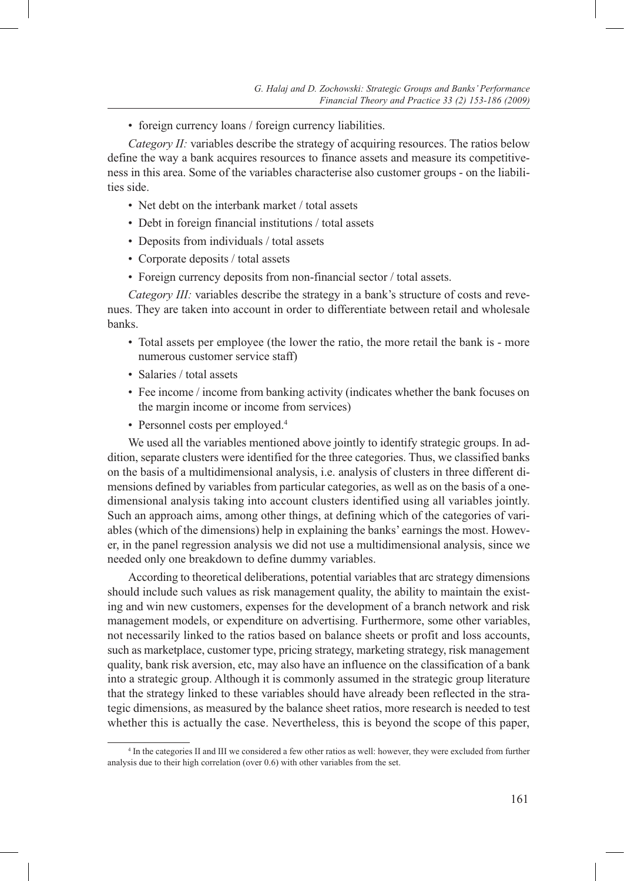- foreign currency loans / foreign currency liabilities.

*Category II:* variables describe the strategy of acquiring resources. The ratios below define the way a bank acquires resources to finance assets and measure its competitiveness in this area. Some of the variables characterise also customer groups - on the liabilities side.

- Net debt on the interbank market / total assets
- Debt in foreign financial institutions / total assets
- Deposits from individuals / total assets
- Corporate deposits / total assets
- Foreign currency deposits from non-financial sector / total assets.

*Category III:* variables describe the strategy in a bank's structure of costs and revenues. They are taken into account in order to differentiate between retail and wholesale banks.

- Total assets per employee (the lower the ratio, the more retail the bank is - more numerous customer service staff)
- Salaries / total assets
- Fee income / income from banking activity (indicates whether the bank focuses on the margin income or income from services)
- Personnel costs per employed.[4]

We used all the variables mentioned above jointly to identify strategic groups. In addition, separate clusters were identified for the three categories. Thus, we classified banks on the basis of a multidimensional analysis, i.e. analysis of clusters in three different dimensions defined by variables from particular categories, as well as on the basis of a one-dimensional analysis taking into account clusters identified using all variables jointly. Such an approach aims, among other things, at defining which of the categories of variables (which of the dimensions) help in explaining the banks' earnings the most. However, in the panel regression analysis we did not use a multidimensional analysis, since we needed only one breakdown to define dummy variables.

According to theoretical deliberations, potential variables that arc strategy dimensions should include such values as risk management quality, the ability to maintain the existing and win new customers, expenses for the development of a branch network and risk management models, or expenditure on advertising. Furthermore, some other variables, not necessarily linked to the ratios based on balance sheets or profit and loss accounts, such as marketplace, customer type, pricing strategy, marketing strategy, risk management quality, bank risk aversion, etc, may also have an influence on the classification of a bank into a strategic group. Although it is commonly assumed in the strategic group literature that the strategy linked to these variables should have already been reflected in the strategic dimensions, as measured by the balance sheet ratios, more research is needed to test whether this is actually the case. Nevertheless, this is beyond the scope of this paper,

[4] In the categories II and III we considered a few other ratios as well: however, they were excluded from further analysis due to their high correlation (over 0.6) with other variables from the set.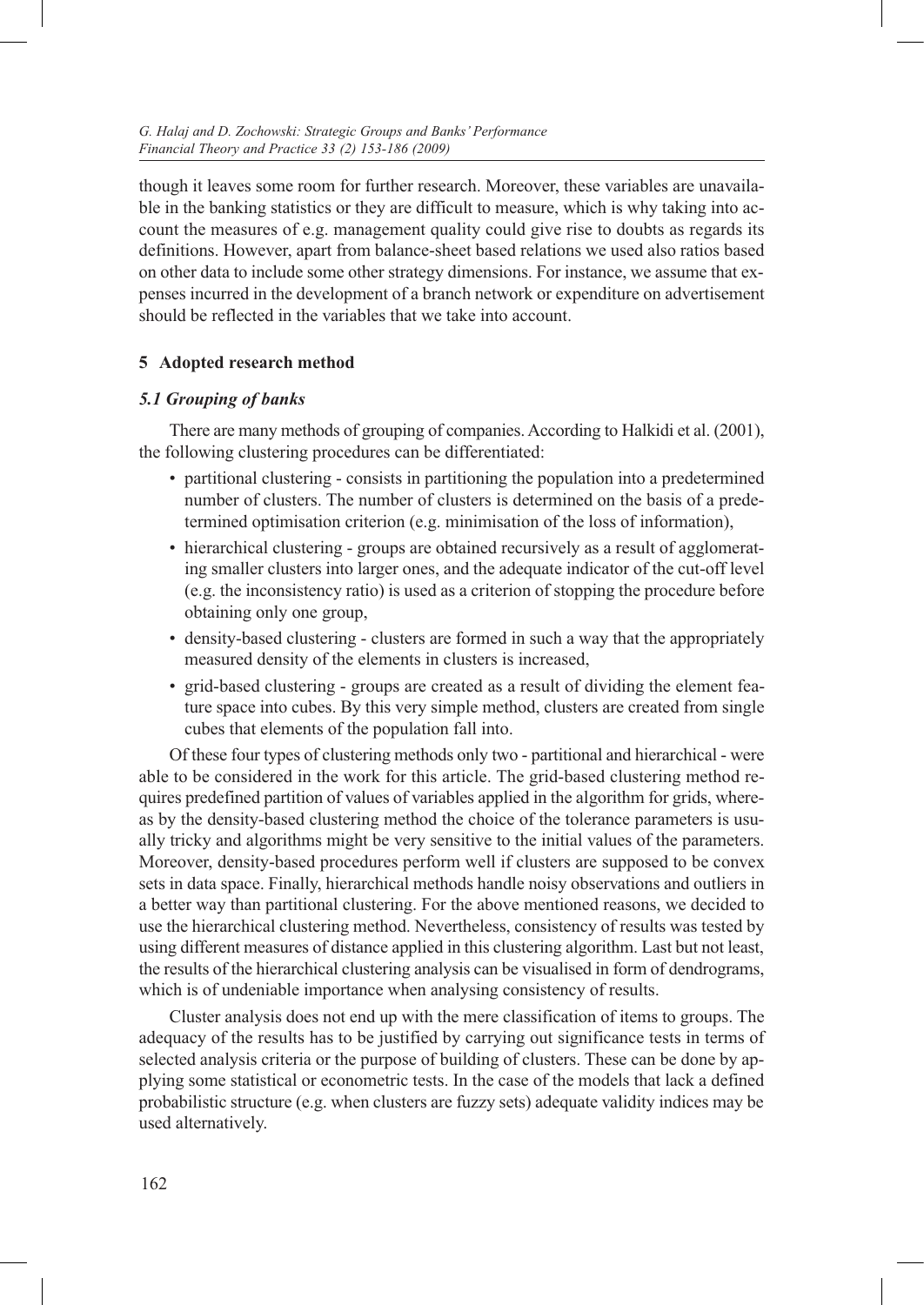though it leaves some room for further research. Moreover, these variables are unavailable in the banking statistics or they are difficult to measure, which is why taking into account the measures of e.g. management quality could give rise to doubts as regards its definitions. However, apart from balance-sheet based relations we used also ratios based on other data to include some other strategy dimensions. For instance, we assume that expenses incurred in the development of a branch network or expenditure on advertisement should be reflected in the variables that we take into account.

## 5 Adopted research method

### *5.1 Grouping of banks*

There are many methods of grouping of companies. According to Halkidi et al. (2001), the following clustering procedures can be differentiated:

- partitional clustering - consists in partitioning the population into a predetermined number of clusters. The number of clusters is determined on the basis of a predetermined optimisation criterion (e.g. minimisation of the loss of information),
- hierarchical clustering - groups are obtained recursively as a result of agglomerating smaller clusters into larger ones, and the adequate indicator of the cut-off level (e.g. the inconsistency ratio) is used as a criterion of stopping the procedure before obtaining only one group,
- density-based clustering - clusters are formed in such a way that the appropriately measured density of the elements in clusters is increased,
- grid-based clustering - groups are created as a result of dividing the element feature space into cubes. By this very simple method, clusters are created from single cubes that elements of the population fall into.

Of these four types of clustering methods only two - partitional and hierarchical - were able to be considered in the work for this article. The grid-based clustering method requires predefined partition of values of variables applied in the algorithm for grids, whereas by the density-based clustering method the choice of the tolerance parameters is usually tricky and algorithms might be very sensitive to the initial values of the parameters. Moreover, density-based procedures perform well if clusters are supposed to be convex sets in data space. Finally, hierarchical methods handle noisy observations and outliers in a better way than partitional clustering. For the above mentioned reasons, we decided to use the hierarchical clustering method. Nevertheless, consistency of results was tested by using different measures of distance applied in this clustering algorithm. Last but not least, the results of the hierarchical clustering analysis can be visualised in form of dendrograms, which is of undeniable importance when analysing consistency of results.

Cluster analysis does not end up with the mere classification of items to groups. The adequacy of the results has to be justified by carrying out significance tests in terms of selected analysis criteria or the purpose of building of clusters. These can be done by applying some statistical or econometric tests. In the case of the models that lack a defined probabilistic structure (e.g. when clusters are fuzzy sets) adequate validity indices may be used alternatively.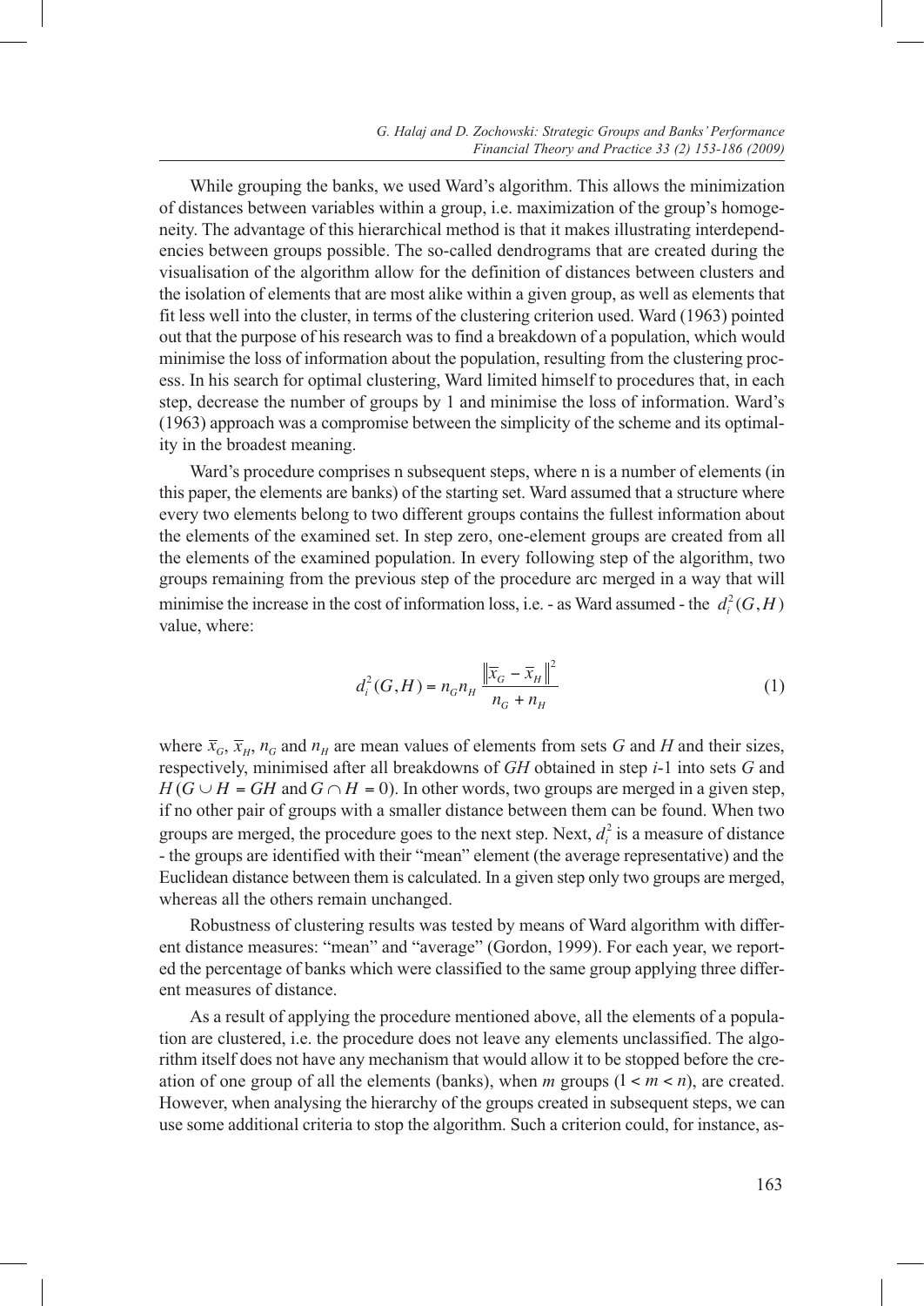While grouping the banks, we used Ward's algorithm. This allows the minimization of distances between variables within a group, i.e. maximization of the group's homogeneity. The advantage of this hierarchical method is that it makes illustrating interdependencies between groups possible. The so-called dendrograms that are created during the visualisation of the algorithm allow for the definition of distances between clusters and the isolation of elements that are most alike within a given group, as well as elements that fit less well into the cluster, in terms of the clustering criterion used. Ward (1963) pointed out that the purpose of his research was to find a breakdown of a population, which would minimise the loss of information about the population, resulting from the clustering process. In his search for optimal clustering, Ward limited himself to procedures that, in each step, decrease the number of groups by 1 and minimise the loss of information. Ward's (1963) approach was a compromise between the simplicity of the scheme and its optimality in the broadest meaning.

Ward's procedure comprises n subsequent steps, where n is a number of elements (in this paper, the elements are banks) of the starting set. Ward assumed that a structure where every two elements belong to two different groups contains the fullest information about the elements of the examined set. In step zero, one-element groups are created from all the elements of the examined population. In every following step of the algorithm, two groups remaining from the previous step of the procedure arc merged in a way that will minimise the increase in the cost of information loss, i.e. - as Ward assumed - the $d_i^2(G,H)$ value, where:

$$d_i^2(G,H) = n_G n_H \frac{\left\| \overline{x}_G - \overline{x}_H \right\|^2}{n_G + n_H} \tag{1}$$

where $\overline{x}_G$, $\overline{x}_H$, $n_G$ and $n_H$ are mean values of elements from sets $G$ and $H$ and their sizes, respectively, minimised after all breakdowns of $GH$ obtained in step $i$-1 into sets $G$ and $H$ ($G \cup H = GH$ and $G \cap H = 0$). In other words, two groups are merged in a given step, if no other pair of groups with a smaller distance between them can be found. When two groups are merged, the procedure goes to the next step. Next, $d_i^2$ is a measure of distance - the groups are identified with their "mean" element (the average representative) and the Euclidean distance between them is calculated. In a given step only two groups are merged, whereas all the others remain unchanged.

Robustness of clustering results was tested by means of Ward algorithm with different distance measures: "mean" and "average" (Gordon, 1999). For each year, we reported the percentage of banks which were classified to the same group applying three different measures of distance.

As a result of applying the procedure mentioned above, all the elements of a population are clustered, i.e. the procedure does not leave any elements unclassified. The algorithm itself does not have any mechanism that would allow it to be stopped before the creation of one group of all the elements (banks), when $m$ groups ($1 < m < n$), are created. However, when analysing the hierarchy of the groups created in subsequent steps, we can use some additional criteria to stop the algorithm. Such a criterion could, for instance, as-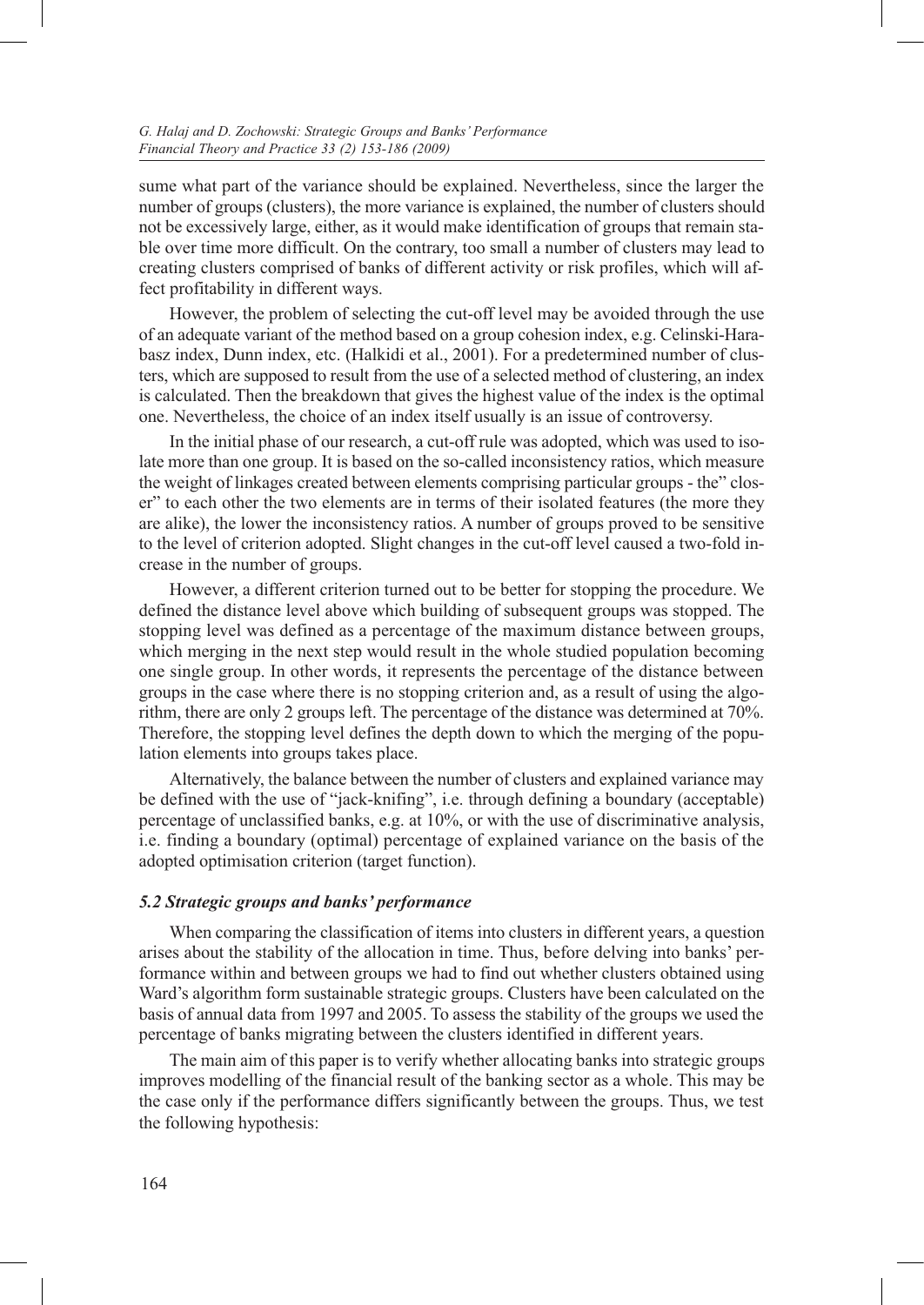sume what part of the variance should be explained. Nevertheless, since the larger the number of groups (clusters), the more variance is explained, the number of clusters should not be excessively large, either, as it would make identification of groups that remain stable over time more difficult. On the contrary, too small a number of clusters may lead to creating clusters comprised of banks of different activity or risk profiles, which will affect profitability in different ways.

However, the problem of selecting the cut-off level may be avoided through the use of an adequate variant of the method based on a group cohesion index, e.g. Celinski-Harabasz index, Dunn index, etc. (Halkidi et al., 2001). For a predetermined number of clusters, which are supposed to result from the use of a selected method of clustering, an index is calculated. Then the breakdown that gives the highest value of the index is the optimal one. Nevertheless, the choice of an index itself usually is an issue of controversy.

In the initial phase of our research, a cut-off rule was adopted, which was used to isolate more than one group. It is based on the so-called inconsistency ratios, which measure the weight of linkages created between elements comprising particular groups - the" closer" to each other the two elements are in terms of their isolated features (the more they are alike), the lower the inconsistency ratios. A number of groups proved to be sensitive to the level of criterion adopted. Slight changes in the cut-off level caused a two-fold increase in the number of groups.

However, a different criterion turned out to be better for stopping the procedure. We defined the distance level above which building of subsequent groups was stopped. The stopping level was defined as a percentage of the maximum distance between groups, which merging in the next step would result in the whole studied population becoming one single group. In other words, it represents the percentage of the distance between groups in the case where there is no stopping criterion and, as a result of using the algorithm, there are only 2 groups left. The percentage of the distance was determined at 70%. Therefore, the stopping level defines the depth down to which the merging of the population elements into groups takes place.

Alternatively, the balance between the number of clusters and explained variance may be defined with the use of "jack-knifing", i.e. through defining a boundary (acceptable) percentage of unclassified banks, e.g. at 10%, or with the use of discriminative analysis, i.e. finding a boundary (optimal) percentage of explained variance on the basis of the adopted optimisation criterion (target function).

### *5.2 Strategic groups and banks' performance*

When comparing the classification of items into clusters in different years, a question arises about the stability of the allocation in time. Thus, before delving into banks' performance within and between groups we had to find out whether clusters obtained using Ward's algorithm form sustainable strategic groups. Clusters have been calculated on the basis of annual data from 1997 and 2005. To assess the stability of the groups we used the percentage of banks migrating between the clusters identified in different years.

The main aim of this paper is to verify whether allocating banks into strategic groups improves modelling of the financial result of the banking sector as a whole. This may be the case only if the performance differs significantly between the groups. Thus, we test the following hypothesis: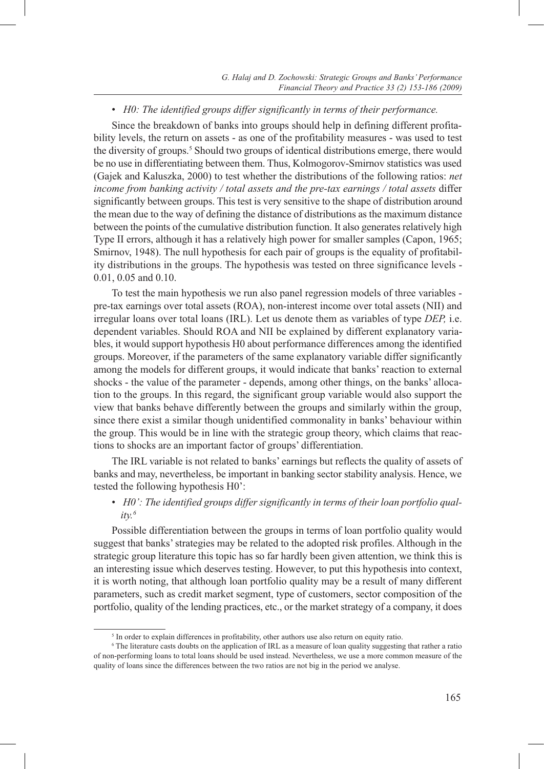- *H0: The identified groups differ significantly in terms of their performance.*

Since the breakdown of banks into groups should help in defining different profitability levels, the return on assets - as one of the profitability measures - was used to test the diversity of groups.[5] Should two groups of identical distributions emerge, there would be no use in differentiating between them. Thus, Kolmogorov-Smirnov statistics was used (Gajek and Kaluszka, 2000) to test whether the distributions of the following ratios: *net income from banking activity / total assets and the pre-tax earnings / total assets* differ significantly between groups. This test is very sensitive to the shape of distribution around the mean due to the way of defining the distance of distributions as the maximum distance between the points of the cumulative distribution function. It also generates relatively high Type II errors, although it has a relatively high power for smaller samples (Capon, 1965; Smirnov, 1948). The null hypothesis for each pair of groups is the equality of profitability distributions in the groups. The hypothesis was tested on three significance levels - 0.01, 0.05 and 0.10.

To test the main hypothesis we run also panel regression models of three variables - pre-tax earnings over total assets (ROA), non-interest income over total assets (NII) and irregular loans over total loans (IRL). Let us denote them as variables of type *DEP,* i.e. dependent variables. Should ROA and NII be explained by different explanatory variables, it would support hypothesis H0 about performance differences among the identified groups. Moreover, if the parameters of the same explanatory variable differ significantly among the models for different groups, it would indicate that banks' reaction to external shocks - the value of the parameter - depends, among other things, on the banks' allocation to the groups. In this regard, the significant group variable would also support the view that banks behave differently between the groups and similarly within the group, since there exist a similar though unidentified commonality in banks' behaviour within the group. This would be in line with the strategic group theory, which claims that reactions to shocks are an important factor of groups' differentiation.

The IRL variable is not related to banks' earnings but reflects the quality of assets of banks and may, nevertheless, be important in banking sector stability analysis. Hence, we tested the following hypothesis H0':

- *H0': The identified groups differ significantly in terms of their loan portfolio quality.*[6]

Possible differentiation between the groups in terms of loan portfolio quality would suggest that banks' strategies may be related to the adopted risk profiles. Although in the strategic group literature this topic has so far hardly been given attention, we think this is an interesting issue which deserves testing. However, to put this hypothesis into context, it is worth noting, that although loan portfolio quality may be a result of many different parameters, such as credit market segment, type of customers, sector composition of the portfolio, quality of the lending practices, etc., or the market strategy of a company, it does

[5] In order to explain differences in profitability, other authors use also return on equity ratio.

[6] The literature casts doubts on the application of IRL as a measure of loan quality suggesting that rather a ratio of non-performing loans to total loans should be used instead. Nevertheless, we use a more common measure of the quality of loans since the differences between the two ratios are not big in the period we analyse.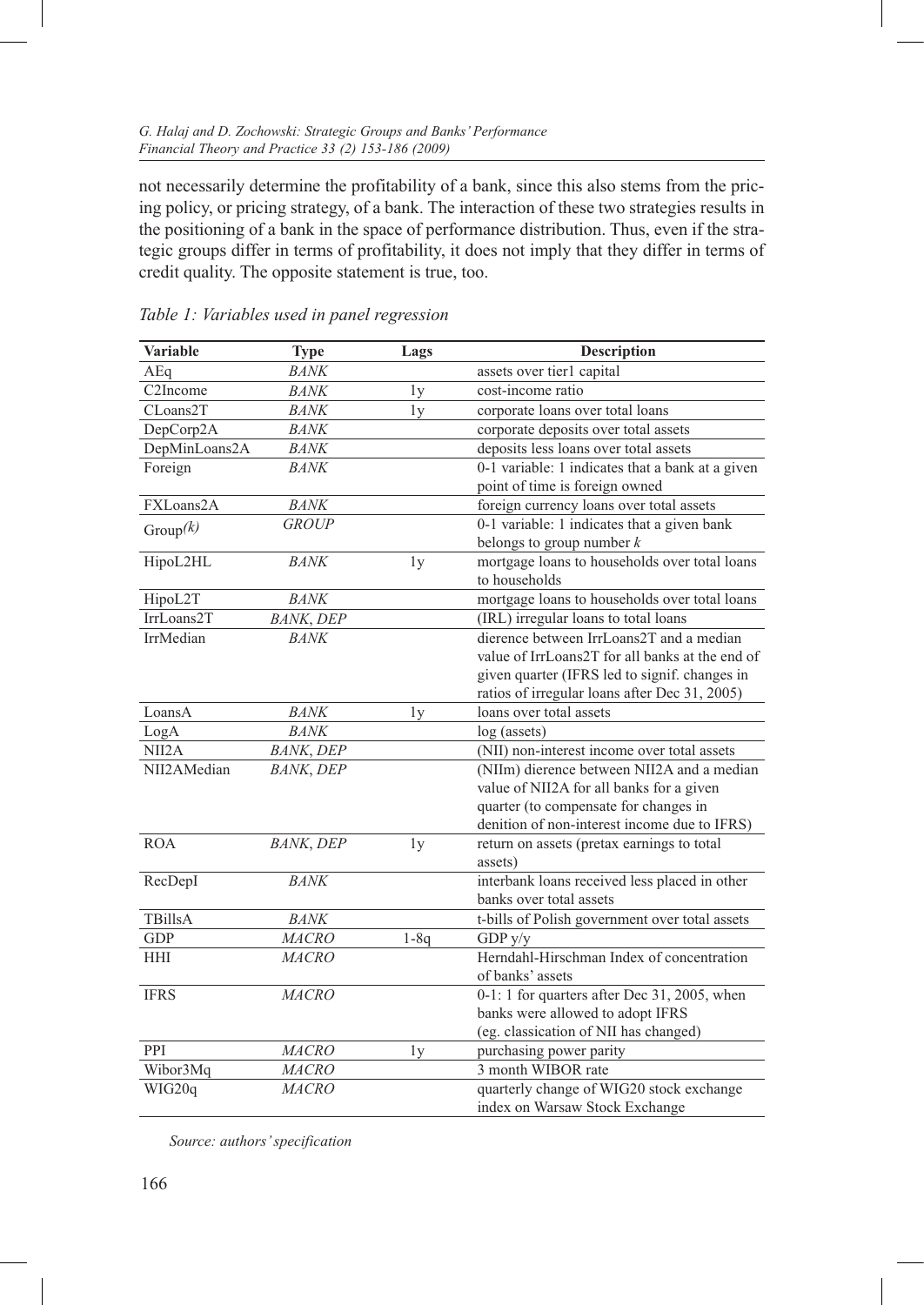not necessarily determine the profitability of a bank, since this also stems from the pricing policy, or pricing strategy, of a bank. The interaction of these two strategies results in the positioning of a bank in the space of performance distribution. Thus, even if the strategic groups differ in terms of profitability, it does not imply that they differ in terms of credit quality. The opposite statement is true, too.

*Table 1: Variables used in panel regression*

| Variable | Type | Lags | Description |
|---|---|---|---|
| AEq | *BANK* | | assets over tier1 capital |
| C2Income | *BANK* | 1y | cost-income ratio |
| CLoans2T | *BANK* | 1y | corporate loans over total loans |
| DepCorp2A | *BANK* | | corporate deposits over total assets |
| DepMinLoans2A | *BANK* | | deposits less loans over total assets |
| Foreign | *BANK* | | 0-1 variable: 1 indicates that a bank at a given point of time is foreign owned |
| FXLoans2A | *BANK* | | foreign currency loans over total assets |
| Group*(k)* | *GROUP* | | 0-1 variable: 1 indicates that a given bank belongs to group number *k* |
| HipoL2HL | *BANK* | 1y | mortgage loans to households over total loans to households |
| HipoL2T | *BANK* | | mortgage loans to households over total loans |
| IrrLoans2T | *BANK*, *DEP* | | (IRL) irregular loans to total loans |
| IrrMedian | *BANK* | | dierence between IrrLoans2T and a median value of IrrLoans2T for all banks at the end of given quarter (IFRS led to signif. changes in ratios of irregular loans after Dec 31, 2005) |
| LoansA | *BANK* | 1y | loans over total assets |
| LogA | *BANK* | | log (assets) |
| NII2A | *BANK*, *DEP* | | (NII) non-interest income over total assets |
| NII2AMedian | *BANK*, *DEP* | | (NIIm) dierence between NII2A and a median value of NII2A for all banks for a given quarter (to compensate for changes in denition of non-interest income due to IFRS) |
| ROA | *BANK*, *DEP* | 1y | return on assets (pretax earnings to total assets) |
| RecDepI | *BANK* | | interbank loans received less placed in other banks over total assets |
| TBillsA | *BANK* | | t-bills of Polish government over total assets |
| GDP | *MACRO* | 1-8q | GDP y/y |
| HHI | *MACRO* | | Herndahl-Hirschman Index of concentration of banks' assets |
| IFRS | *MACRO* | | 0-1: 1 for quarters after Dec 31, 2005, when banks were allowed to adopt IFRS (eg. classication of NII has changed) |
| PPI | *MACRO* | 1y | purchasing power parity |
| Wibor3Mq | *MACRO* | | 3 month WIBOR rate |
| WIG20q | *MACRO* | | quarterly change of WIG20 stock exchange index on Warsaw Stock Exchange |

*Source: authors' specification*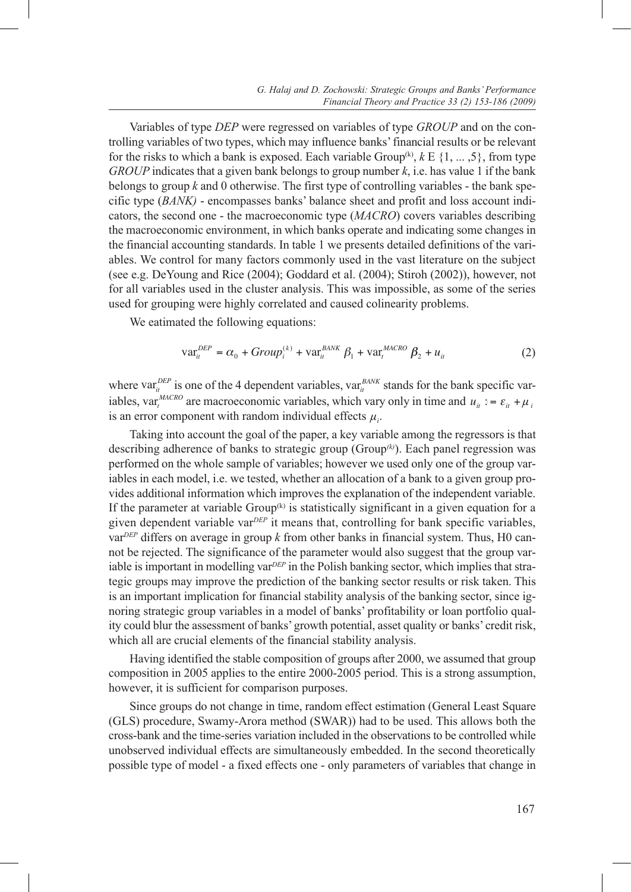Variables of type *DEP* were regressed on variables of type *GROUP* and on the controlling variables of two types, which may influence banks' financial results or be relevant for the risks to which a bank is exposed. Each variable Group$^{(k)}$, $k$ E $\{1, ... ,5\}$, from type *GROUP* indicates that a given bank belongs to group number $k$, i.e. has value 1 if the bank belongs to group $k$ and 0 otherwise. The first type of controlling variables - the bank specific type (*BANK)* - encompasses banks' balance sheet and profit and loss account indicators, the second one - the macroeconomic type (*MACRO*) covers variables describing the macroeconomic environment, in which banks operate and indicating some changes in the financial accounting standards. In table 1 we presents detailed definitions of the variables. We control for many factors commonly used in the vast literature on the subject (see e.g. DeYoung and Rice (2004); Goddard et al. (2004); Stiroh (2002)), however, not for all variables used in the cluster analysis. This was impossible, as some of the series used for grouping were highly correlated and caused colinearity problems.

We eatimated the following equations:

$$\mathrm{var}_{it}^{DEP} = \alpha_0 + Group_i^{(k)} + \mathrm{var}_{it}^{BANK}\,\beta_1 + \mathrm{var}_t^{MACRO}\,\beta_2 + u_{it} \tag{2}$$

where $\mathrm{var}_{it}^{DEP}$ is one of the 4 dependent variables, $\mathrm{var}_{it}^{BANK}$ stands for the bank specific variables, $\mathrm{var}_t^{MACRO}$ are macroeconomic variables, which vary only in time and $u_{it} := \varepsilon_{it} + \mu_i$ is an error component with random individual effects $\mu_i$.

Taking into account the goal of the paper, a key variable among the regressors is that describing adherence of banks to strategic group (Group$^{(k)}$). Each panel regression was performed on the whole sample of variables; however we used only one of the group variables in each model, i.e. we tested, whether an allocation of a bank to a given group provides additional information which improves the explanation of the independent variable. If the parameter at variable Group$^{(k)}$ is statistically significant in a given equation for a given dependent variable var$^{DEP}$ it means that, controlling for bank specific variables, var$^{DEP}$ differs on average in group $k$ from other banks in financial system. Thus, H0 cannot be rejected. The significance of the parameter would also suggest that the group variable is important in modelling var$^{DEP}$ in the Polish banking sector, which implies that strategic groups may improve the prediction of the banking sector results or risk taken. This is an important implication for financial stability analysis of the banking sector, since ignoring strategic group variables in a model of banks' profitability or loan portfolio quality could blur the assessment of banks' growth potential, asset quality or banks' credit risk, which all are crucial elements of the financial stability analysis.

Having identified the stable composition of groups after 2000, we assumed that group composition in 2005 applies to the entire 2000-2005 period. This is a strong assumption, however, it is sufficient for comparison purposes.

Since groups do not change in time, random effect estimation (General Least Square (GLS) procedure, Swamy-Arora method (SWAR)) had to be used. This allows both the cross-bank and the time-series variation included in the observations to be controlled while unobserved individual effects are simultaneously embedded. In the second theoretically possible type of model - a fixed effects one - only parameters of variables that change in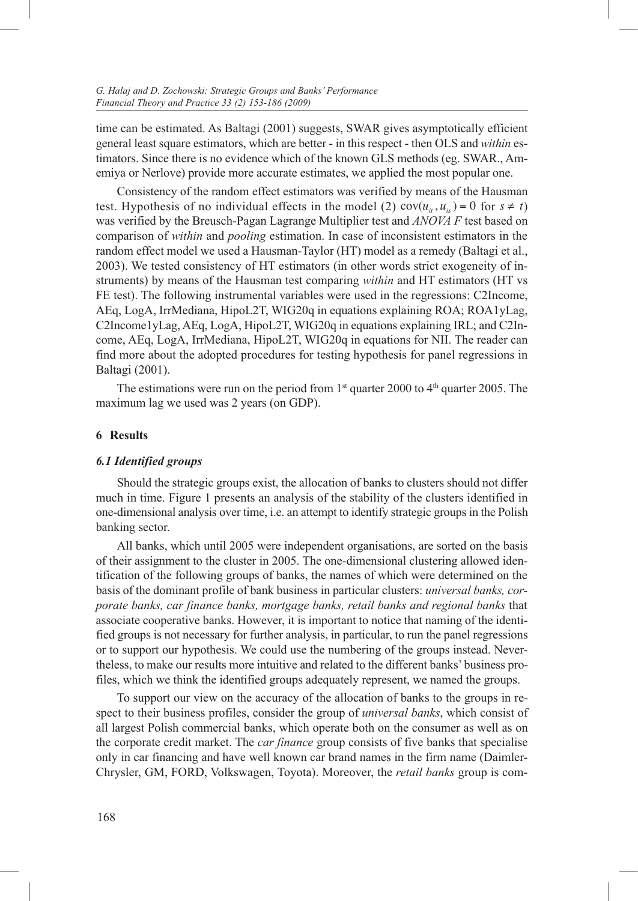time can be estimated. As Baltagi (2001) suggests, SWAR gives asymptotically efficient general least square estimators, which are better - in this respect - then OLS and *within* estimators. Since there is no evidence which of the known GLS methods (eg. SWAR., Amemiya or Nerlove) provide more accurate estimates, we applied the most popular one.

Consistency of the random effect estimators was verified by means of the Hausman test. Hypothesis of no individual effects in the model (2) $\text{cov}(u_{it}, u_{is}) = 0$ for $s \neq t$) was verified by the Breusch-Pagan Lagrange Multiplier test and *ANOVA F* test based on comparison of *within* and *pooling* estimation. In case of inconsistent estimators in the random effect model we used a Hausman-Taylor (HT) model as a remedy (Baltagi et al., 2003). We tested consistency of HT estimators (in other words strict exogeneity of instruments) by means of the Hausman test comparing *within* and HT estimators (HT vs FE test). The following instrumental variables were used in the regressions: C2Income, AEq, LogA, IrrMediana, HipoL2T, WIG20q in equations explaining ROA; ROA1yLag, C2Income1yLag, AEq, LogA, HipoL2T, WIG20q in equations explaining IRL; and C2Income, AEq, LogA, IrrMediana, HipoL2T, WIG20q in equations for NII. The reader can find more about the adopted procedures for testing hypothesis for panel regressions in Baltagi (2001).

The estimations were run on the period from 1[st] quarter 2000 to 4[th] quarter 2005. The maximum lag we used was 2 years (on GDP).

## 6 Results

### *6.1 Identified groups*

Should the strategic groups exist, the allocation of banks to clusters should not differ much in time. Figure 1 presents an analysis of the stability of the clusters identified in one-dimensional analysis over time, i.e. an attempt to identify strategic groups in the Polish banking sector.

All banks, which until 2005 were independent organisations, are sorted on the basis of their assignment to the cluster in 2005. The one-dimensional clustering allowed identification of the following groups of banks, the names of which were determined on the basis of the dominant profile of bank business in particular clusters: *universal banks, corporate banks, car finance banks, mortgage banks, retail banks and regional banks* that associate cooperative banks. However, it is important to notice that naming of the identified groups is not necessary for further analysis, in particular, to run the panel regressions or to support our hypothesis. We could use the numbering of the groups instead. Nevertheless, to make our results more intuitive and related to the different banks' business profiles, which we think the identified groups adequately represent, we named the groups.

To support our view on the accuracy of the allocation of banks to the groups in respect to their business profiles, consider the group of *universal banks*, which consist of all largest Polish commercial banks, which operate both on the consumer as well as on the corporate credit market. The *car finance* group consists of five banks that specialise only in car financing and have well known car brand names in the firm name (DaimlerChrysler, GM, FORD, Volkswagen, Toyota). Moreover, the *retail banks* group is com-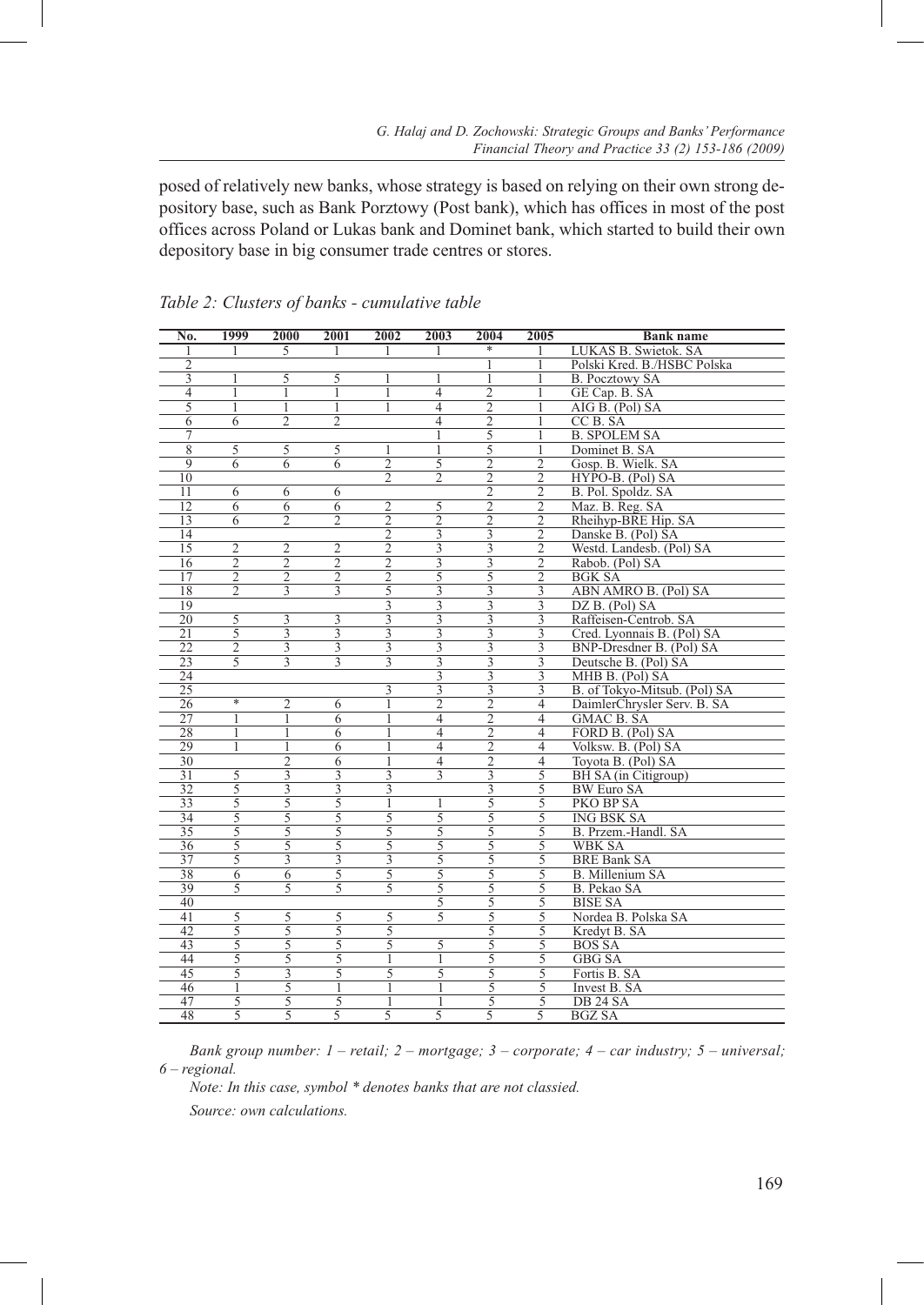posed of relatively new banks, whose strategy is based on relying on their own strong depository base, such as Bank Porztowy (Post bank), which has offices in most of the post offices across Poland or Lukas bank and Dominet bank, which started to build their own depository base in big consumer trade centres or stores.

*Table 2: Clusters of banks - cumulative table*

| No. | 1999 | 2000 | 2001 | 2002 | 2003 | 2004 | 2005 | Bank name |
|---|---|---|---|---|---|---|---|---|
| 1 | 1 | 5 | 1 | 1 | 1 | * | 1 | LUKAS B. Swietok. SA |
| 2 | | | | | | 1 | 1 | Polski Kred. B./HSBC Polska |
| 3 | 1 | 5 | 5 | 1 | 1 | 1 | 1 | B. Pocztowy SA |
| 4 | 1 | 1 | 1 | 1 | 4 | 2 | 1 | GE Cap. B. SA |
| 5 | 1 | 1 | 1 | 1 | 4 | 2 | 1 | AIG B. (Pol) SA |
| 6 | 6 | 2 | 2 | | 4 | 2 | 1 | CC B. SA |
| 7 | | | | | 1 | 5 | 1 | B. SPOLEM SA |
| 8 | 5 | 5 | 5 | 1 | 1 | 5 | 1 | Dominet B. SA |
| 9 | 6 | 6 | 6 | 2 | 5 | 2 | 2 | Gosp. B. Wielk. SA |
| 10 | | | | 2 | 2 | 2 | 2 | HYPO-B. (Pol) SA |
| 11 | 6 | 6 | 6 | | | 2 | 2 | B. Pol. Spoldz. SA |
| 12 | 6 | 6 | 6 | 2 | 5 | 2 | 2 | Maz. B. Reg. SA |
| 13 | 6 | 2 | 2 | 2 | 2 | 2 | 2 | Rheihyp-BRE Hip. SA |
| 14 | | | | 2 | 3 | 3 | 2 | Danske B. (Pol) SA |
| 15 | 2 | 2 | 2 | 2 | 3 | 3 | 2 | Westd. Landesb. (Pol) SA |
| 16 | 2 | 2 | 2 | 2 | 3 | 3 | 2 | Rabob. (Pol) SA |
| 17 | 2 | 2 | 2 | 2 | 5 | 5 | 2 | BGK SA |
| 18 | 2 | 3 | 3 | 5 | 3 | 3 | 3 | ABN AMRO B. (Pol) SA |
| 19 | | | | 3 | 3 | 3 | 3 | DZ B. (Pol) SA |
| 20 | 5 | 3 | 3 | 3 | 3 | 3 | 3 | Raffeisen-Centrob. SA |
| 21 | 5 | 3 | 3 | 3 | 3 | 3 | 3 | Cred. Lyonnais B. (Pol) SA |
| 22 | 2 | 3 | 3 | 3 | 3 | 3 | 3 | BNP-Dresdner B. (Pol) SA |
| 23 | 5 | 3 | 3 | 3 | 3 | 3 | 3 | Deutsche B. (Pol) SA |
| 24 | | | | | 3 | 3 | 3 | MHB B. (Pol) SA |
| 25 | | | | 3 | 3 | 3 | 3 | B. of Tokyo-Mitsub. (Pol) SA |
| 26 | * | 2 | 6 | 1 | 2 | 2 | 4 | DaimlerChrysler Serv. B. SA |
| 27 | 1 | 1 | 6 | 1 | 4 | 2 | 4 | GMAC B. SA |
| 28 | 1 | 1 | 6 | 1 | 4 | 2 | 4 | FORD B. (Pol) SA |
| 29 | 1 | 1 | 6 | 1 | 4 | 2 | 4 | Volksw. B. (Pol) SA |
| 30 | | 2 | 6 | 1 | 4 | 2 | 4 | Toyota B. (Pol) SA |
| 31 | 5 | 3 | 3 | 3 | 3 | 3 | 5 | BH SA (in Citigroup) |
| 32 | 5 | 3 | 3 | 3 | | 3 | 5 | BW Euro SA |
| 33 | 5 | 5 | 5 | 1 | 1 | 5 | 5 | PKO BP SA |
| 34 | 5 | 5 | 5 | 5 | 5 | 5 | 5 | ING BSK SA |
| 35 | 5 | 5 | 5 | 5 | 5 | 5 | 5 | B. Przem.-Handl. SA |
| 36 | 5 | 5 | 5 | 5 | 5 | 5 | 5 | WBK SA |
| 37 | 5 | 3 | 3 | 3 | 5 | 5 | 5 | BRE Bank SA |
| 38 | 6 | 6 | 5 | 5 | 5 | 5 | 5 | B. Millenium SA |
| 39 | 5 | 5 | 5 | 5 | 5 | 5 | 5 | B. Pekao SA |
| 40 | | | | | 5 | 5 | 5 | BISE SA |
| 41 | 5 | 5 | 5 | 5 | 5 | 5 | 5 | Nordea B. Polska SA |
| 42 | 5 | 5 | 5 | 5 | | 5 | 5 | Kredyt B. SA |
| 43 | 5 | 5 | 5 | 5 | 5 | 5 | 5 | BOS SA |
| 44 | 5 | 5 | 5 | 1 | 1 | 5 | 5 | GBG SA |
| 45 | 5 | 3 | 5 | 5 | 5 | 5 | 5 | Fortis B. SA |
| 46 | 1 | 5 | 1 | 1 | 1 | 5 | 5 | Invest B. SA |
| 47 | 5 | 5 | 5 | 1 | 1 | 5 | 5 | DB 24 SA |
| 48 | 5 | 5 | 5 | 5 | 5 | 5 | 5 | BGZ SA |

*Bank group number: 1 – retail; 2 – mortgage; 3 – corporate; 4 – car industry; 5 – universal; 6 – regional.*

*Note: In this case, symbol * denotes banks that are not classied.*

*Source: own calculations.*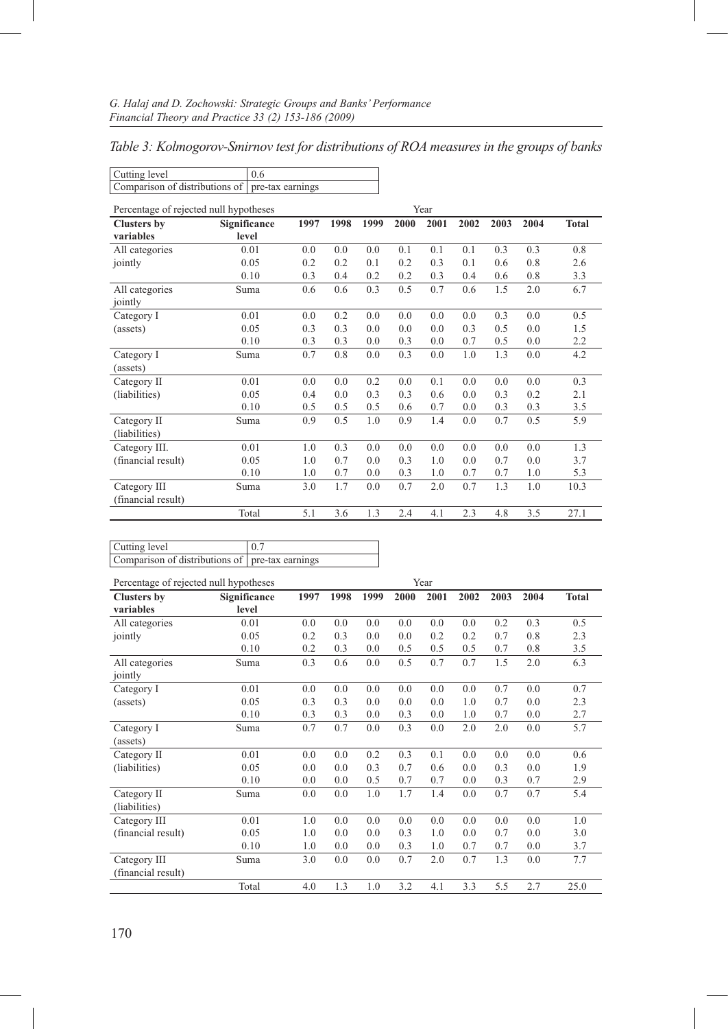*Table 3: Kolmogorov-Smirnov test for distributions of ROA measures in the groups of banks*

| Cutting level | 0.6 |
|---|---|
| Comparison of distributions of | pre-tax earnings |

| Percentage of rejected null hypotheses | | Year | | | | | | | | |
|---|---|---|---|---|---|---|---|---|---|---|
| **Clusters by variables** | **Significance level** | **1997** | **1998** | **1999** | **2000** | **2001** | **2002** | **2003** | **2004** | **Total** |
| All categories jointly | 0.01 | 0.0 | 0.0 | 0.0 | 0.1 | 0.1 | 0.1 | 0.3 | 0.3 | 0.8 |
| | 0.05 | 0.2 | 0.2 | 0.1 | 0.2 | 0.3 | 0.1 | 0.6 | 0.8 | 2.6 |
| | 0.10 | 0.3 | 0.4 | 0.2 | 0.2 | 0.3 | 0.4 | 0.6 | 0.8 | 3.3 |
| All categories jointly | Suma | 0.6 | 0.6 | 0.3 | 0.5 | 0.7 | 0.6 | 1.5 | 2.0 | 6.7 |
| Category I (assets) | 0.01 | 0.0 | 0.2 | 0.0 | 0.0 | 0.0 | 0.0 | 0.3 | 0.0 | 0.5 |
| | 0.05 | 0.3 | 0.3 | 0.0 | 0.0 | 0.0 | 0.3 | 0.5 | 0.0 | 1.5 |
| | 0.10 | 0.3 | 0.3 | 0.0 | 0.3 | 0.0 | 0.7 | 0.5 | 0.0 | 2.2 |
| Category I (assets) | Suma | 0.7 | 0.8 | 0.0 | 0.3 | 0.0 | 1.0 | 1.3 | 0.0 | 4.2 |
| Category II (liabilities) | 0.01 | 0.0 | 0.0 | 0.2 | 0.0 | 0.1 | 0.0 | 0.0 | 0.0 | 0.3 |
| | 0.05 | 0.4 | 0.0 | 0.3 | 0.3 | 0.6 | 0.0 | 0.3 | 0.2 | 2.1 |
| | 0.10 | 0.5 | 0.5 | 0.5 | 0.6 | 0.7 | 0.0 | 0.3 | 0.3 | 3.5 |
| Category II (liabilities) | Suma | 0.9 | 0.5 | 1.0 | 0.9 | 1.4 | 0.0 | 0.7 | 0.5 | 5.9 |
| Category III. (financial result) | 0.01 | 1.0 | 0.3 | 0.0 | 0.0 | 0.0 | 0.0 | 0.0 | 0.0 | 1.3 |
| | 0.05 | 1.0 | 0.7 | 0.0 | 0.3 | 1.0 | 0.0 | 0.7 | 0.0 | 3.7 |
| | 0.10 | 1.0 | 0.7 | 0.0 | 0.3 | 1.0 | 0.7 | 0.7 | 1.0 | 5.3 |
| Category III (financial result) | Suma | 3.0 | 1.7 | 0.0 | 0.7 | 2.0 | 0.7 | 1.3 | 1.0 | 10.3 |
| | Total | 5.1 | 3.6 | 1.3 | 2.4 | 4.1 | 2.3 | 4.8 | 3.5 | 27.1 |

| Cutting level | 0.7 |
|---|---|
| Comparison of distributions of | pre-tax earnings |

| Percentage of rejected null hypotheses | | Year | | | | | | | | |
|---|---|---|---|---|---|---|---|---|---|---|
| **Clusters by variables** | **Significance level** | **1997** | **1998** | **1999** | **2000** | **2001** | **2002** | **2003** | **2004** | **Total** |
| All categories jointly | 0.01 | 0.0 | 0.0 | 0.0 | 0.0 | 0.0 | 0.0 | 0.2 | 0.3 | 0.5 |
| | 0.05 | 0.2 | 0.3 | 0.0 | 0.0 | 0.2 | 0.2 | 0.7 | 0.8 | 2.3 |
| | 0.10 | 0.2 | 0.3 | 0.0 | 0.5 | 0.5 | 0.5 | 0.7 | 0.8 | 3.5 |
| All categories jointly | Suma | 0.3 | 0.6 | 0.0 | 0.5 | 0.7 | 0.7 | 1.5 | 2.0 | 6.3 |
| Category I (assets) | 0.01 | 0.0 | 0.0 | 0.0 | 0.0 | 0.0 | 0.0 | 0.7 | 0.0 | 0.7 |
| | 0.05 | 0.3 | 0.3 | 0.0 | 0.0 | 0.0 | 1.0 | 0.7 | 0.0 | 2.3 |
| | 0.10 | 0.3 | 0.3 | 0.0 | 0.3 | 0.0 | 1.0 | 0.7 | 0.0 | 2.7 |
| Category I (assets) | Suma | 0.7 | 0.7 | 0.0 | 0.3 | 0.0 | 2.0 | 2.0 | 0.0 | 5.7 |
| Category II (liabilities) | 0.01 | 0.0 | 0.0 | 0.2 | 0.3 | 0.1 | 0.0 | 0.0 | 0.0 | 0.6 |
| | 0.05 | 0.0 | 0.0 | 0.3 | 0.7 | 0.6 | 0.0 | 0.3 | 0.0 | 1.9 |
| | 0.10 | 0.0 | 0.0 | 0.5 | 0.7 | 0.7 | 0.0 | 0.3 | 0.7 | 2.9 |
| Category II (liabilities) | Suma | 0.0 | 0.0 | 1.0 | 1.7 | 1.4 | 0.0 | 0.7 | 0.7 | 5.4 |
| Category III (financial result) | 0.01 | 1.0 | 0.0 | 0.0 | 0.0 | 0.0 | 0.0 | 0.0 | 0.0 | 1.0 |
| | 0.05 | 1.0 | 0.0 | 0.0 | 0.3 | 1.0 | 0.0 | 0.7 | 0.0 | 3.0 |
| | 0.10 | 1.0 | 0.0 | 0.0 | 0.3 | 1.0 | 0.7 | 0.7 | 0.0 | 3.7 |
| Category III (financial result) | Suma | 3.0 | 0.0 | 0.0 | 0.7 | 2.0 | 0.7 | 1.3 | 0.0 | 7.7 |
| | Total | 4.0 | 1.3 | 1.0 | 3.2 | 4.1 | 3.3 | 5.5 | 2.7 | 25.0 |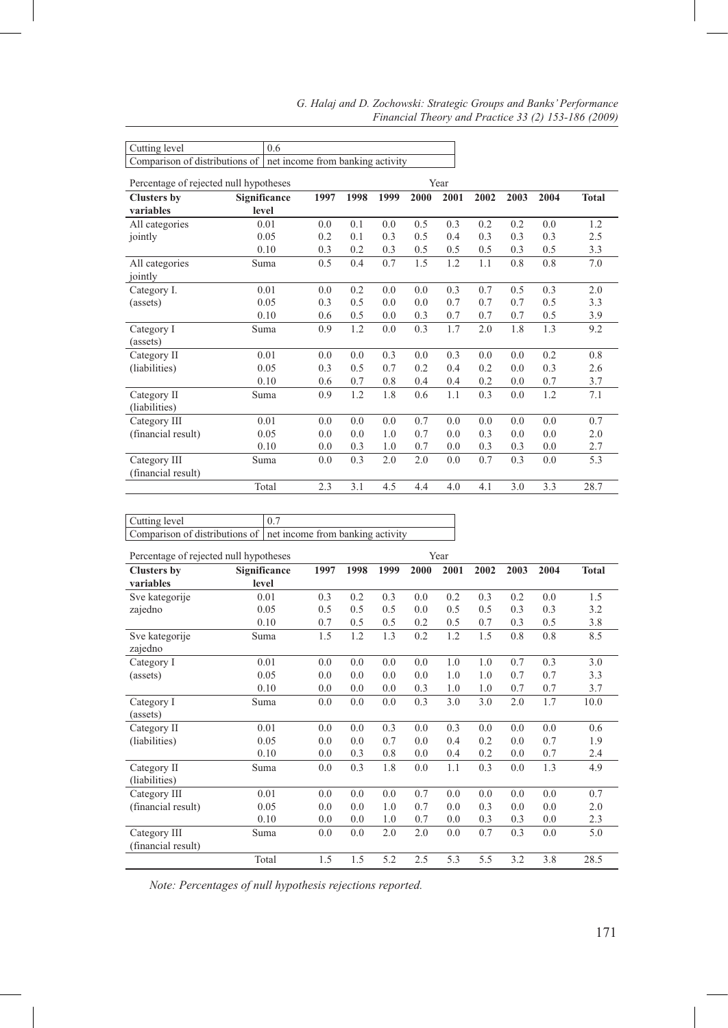| Cutting level | 0.6 |
|---|---|
| Comparison of distributions of | net income from banking activity |

| Percentage of rejected null hypotheses | | Year | | | | | | | | |
|---|---|---|---|---|---|---|---|---|---|---|
| **Clusters by variables** | **Significance level** | **1997** | **1998** | **1999** | **2000** | **2001** | **2002** | **2003** | **2004** | **Total** |
| All categories jointly | 0.01 | 0.0 | 0.1 | 0.0 | 0.5 | 0.3 | 0.2 | 0.2 | 0.0 | 1.2 |
| | 0.05 | 0.2 | 0.1 | 0.3 | 0.5 | 0.4 | 0.3 | 0.3 | 0.3 | 2.5 |
| | 0.10 | 0.3 | 0.2 | 0.3 | 0.5 | 0.5 | 0.5 | 0.3 | 0.5 | 3.3 |
| All categories jointly | Suma | 0.5 | 0.4 | 0.7 | 1.5 | 1.2 | 1.1 | 0.8 | 0.8 | 7.0 |
| Category I. (assets) | 0.01 | 0.0 | 0.2 | 0.0 | 0.0 | 0.3 | 0.7 | 0.5 | 0.3 | 2.0 |
| | 0.05 | 0.3 | 0.5 | 0.0 | 0.0 | 0.7 | 0.7 | 0.7 | 0.5 | 3.3 |
| | 0.10 | 0.6 | 0.5 | 0.0 | 0.3 | 0.7 | 0.7 | 0.7 | 0.5 | 3.9 |
| Category I (assets) | Suma | 0.9 | 1.2 | 0.0 | 0.3 | 1.7 | 2.0 | 1.8 | 1.3 | 9.2 |
| Category II (liabilities) | 0.01 | 0.0 | 0.0 | 0.3 | 0.0 | 0.3 | 0.0 | 0.0 | 0.2 | 0.8 |
| | 0.05 | 0.3 | 0.5 | 0.7 | 0.2 | 0.4 | 0.2 | 0.0 | 0.3 | 2.6 |
| | 0.10 | 0.6 | 0.7 | 0.8 | 0.4 | 0.4 | 0.2 | 0.0 | 0.7 | 3.7 |
| Category II (liabilities) | Suma | 0.9 | 1.2 | 1.8 | 0.6 | 1.1 | 0.3 | 0.0 | 1.2 | 7.1 |
| Category III (financial result) | 0.01 | 0.0 | 0.0 | 0.0 | 0.7 | 0.0 | 0.0 | 0.0 | 0.0 | 0.7 |
| | 0.05 | 0.0 | 0.0 | 1.0 | 0.7 | 0.0 | 0.3 | 0.0 | 0.0 | 2.0 |
| | 0.10 | 0.0 | 0.3 | 1.0 | 0.7 | 0.0 | 0.3 | 0.3 | 0.0 | 2.7 |
| Category III (financial result) | Suma | 0.0 | 0.3 | 2.0 | 2.0 | 0.0 | 0.7 | 0.3 | 0.0 | 5.3 |
| | Total | 2.3 | 3.1 | 4.5 | 4.4 | 4.0 | 4.1 | 3.0 | 3.3 | 28.7 |

| Cutting level | 0.7 |
|---|---|
| Comparison of distributions of | net income from banking activity |

| Percentage of rejected null hypotheses | | Year | | | | | | | | |
|---|---|---|---|---|---|---|---|---|---|---|
| **Clusters by variables** | **Significance level** | **1997** | **1998** | **1999** | **2000** | **2001** | **2002** | **2003** | **2004** | **Total** |
| Sve kategorije zajedno | 0.01 | 0.3 | 0.2 | 0.3 | 0.0 | 0.2 | 0.3 | 0.2 | 0.0 | 1.5 |
| | 0.05 | 0.5 | 0.5 | 0.5 | 0.0 | 0.5 | 0.5 | 0.3 | 0.3 | 3.2 |
| | 0.10 | 0.7 | 0.5 | 0.5 | 0.2 | 0.5 | 0.7 | 0.3 | 0.5 | 3.8 |
| Sve kategorije zajedno | Suma | 1.5 | 1.2 | 1.3 | 0.2 | 1.2 | 1.5 | 0.8 | 0.8 | 8.5 |
| Category I (assets) | 0.01 | 0.0 | 0.0 | 0.0 | 0.0 | 1.0 | 1.0 | 0.7 | 0.3 | 3.0 |
| | 0.05 | 0.0 | 0.0 | 0.0 | 0.0 | 1.0 | 1.0 | 0.7 | 0.7 | 3.3 |
| | 0.10 | 0.0 | 0.0 | 0.0 | 0.3 | 1.0 | 1.0 | 0.7 | 0.7 | 3.7 |
| Category I (assets) | Suma | 0.0 | 0.0 | 0.0 | 0.3 | 3.0 | 3.0 | 2.0 | 1.7 | 10.0 |
| Category II (liabilities) | 0.01 | 0.0 | 0.0 | 0.3 | 0.0 | 0.3 | 0.0 | 0.0 | 0.0 | 0.6 |
| | 0.05 | 0.0 | 0.0 | 0.7 | 0.0 | 0.4 | 0.2 | 0.0 | 0.7 | 1.9 |
| | 0.10 | 0.0 | 0.3 | 0.8 | 0.0 | 0.4 | 0.2 | 0.0 | 0.7 | 2.4 |
| Category II (liabilities) | Suma | 0.0 | 0.3 | 1.8 | 0.0 | 1.1 | 0.3 | 0.0 | 1.3 | 4.9 |
| Category III (financial result) | 0.01 | 0.0 | 0.0 | 0.0 | 0.7 | 0.0 | 0.0 | 0.0 | 0.0 | 0.7 |
| | 0.05 | 0.0 | 0.0 | 1.0 | 0.7 | 0.0 | 0.3 | 0.0 | 0.0 | 2.0 |
| | 0.10 | 0.0 | 0.0 | 1.0 | 0.7 | 0.0 | 0.3 | 0.3 | 0.0 | 2.3 |
| Category III (financial result) | Suma | 0.0 | 0.0 | 2.0 | 2.0 | 0.0 | 0.7 | 0.3 | 0.0 | 5.0 |
| | Total | 1.5 | 1.5 | 5.2 | 2.5 | 5.3 | 5.5 | 3.2 | 3.8 | 28.5 |

*Note: Percentages of null hypothesis rejections reported.*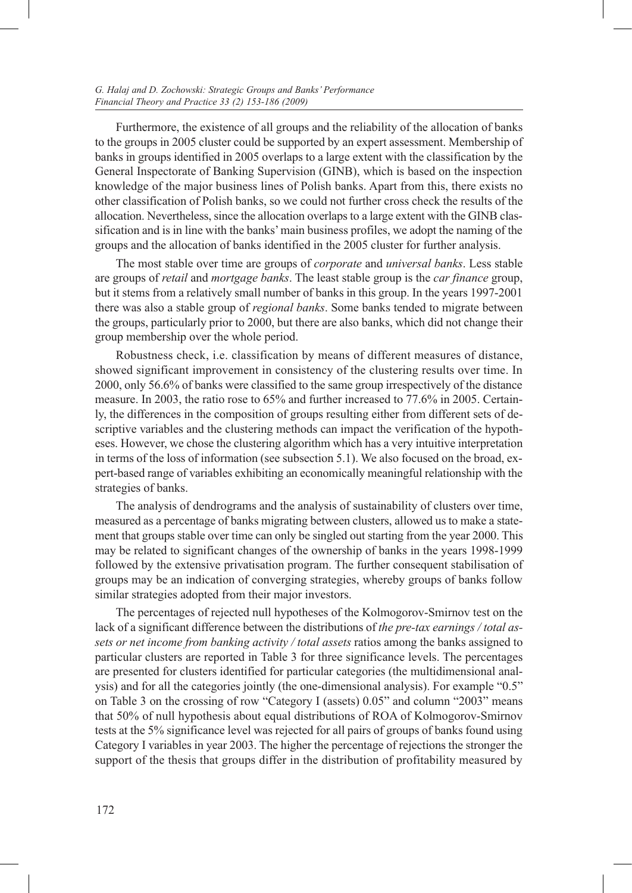Furthermore, the existence of all groups and the reliability of the allocation of banks to the groups in 2005 cluster could be supported by an expert assessment. Membership of banks in groups identified in 2005 overlaps to a large extent with the classification by the General Inspectorate of Banking Supervision (GINB), which is based on the inspection knowledge of the major business lines of Polish banks. Apart from this, there exists no other classification of Polish banks, so we could not further cross check the results of the allocation. Nevertheless, since the allocation overlaps to a large extent with the GINB classification and is in line with the banks' main business profiles, we adopt the naming of the groups and the allocation of banks identified in the 2005 cluster for further analysis.

The most stable over time are groups of *corporate* and *universal banks*. Less stable are groups of *retail* and *mortgage banks*. The least stable group is the *car finance* group, but it stems from a relatively small number of banks in this group. In the years 1997-2001 there was also a stable group of *regional banks*. Some banks tended to migrate between the groups, particularly prior to 2000, but there are also banks, which did not change their group membership over the whole period.

Robustness check, i.e. classification by means of different measures of distance, showed significant improvement in consistency of the clustering results over time. In 2000, only 56.6% of banks were classified to the same group irrespectively of the distance measure. In 2003, the ratio rose to 65% and further increased to 77.6% in 2005. Certainly, the differences in the composition of groups resulting either from different sets of descriptive variables and the clustering methods can impact the verification of the hypotheses. However, we chose the clustering algorithm which has a very intuitive interpretation in terms of the loss of information (see subsection 5.1). We also focused on the broad, expert-based range of variables exhibiting an economically meaningful relationship with the strategies of banks.

The analysis of dendrograms and the analysis of sustainability of clusters over time, measured as a percentage of banks migrating between clusters, allowed us to make a statement that groups stable over time can only be singled out starting from the year 2000. This may be related to significant changes of the ownership of banks in the years 1998-1999 followed by the extensive privatisation program. The further consequent stabilisation of groups may be an indication of converging strategies, whereby groups of banks follow similar strategies adopted from their major investors.

The percentages of rejected null hypotheses of the Kolmogorov-Smirnov test on the lack of a significant difference between the distributions of *the pre-tax earnings / total assets or net income from banking activity / total assets* ratios among the banks assigned to particular clusters are reported in Table 3 for three significance levels. The percentages are presented for clusters identified for particular categories (the multidimensional analysis) and for all the categories jointly (the one-dimensional analysis). For example "0.5" on Table 3 on the crossing of row "Category I (assets) 0.05" and column "2003" means that 50% of null hypothesis about equal distributions of ROA of Kolmogorov-Smirnov tests at the 5% significance level was rejected for all pairs of groups of banks found using Category I variables in year 2003. The higher the percentage of rejections the stronger the support of the thesis that groups differ in the distribution of profitability measured by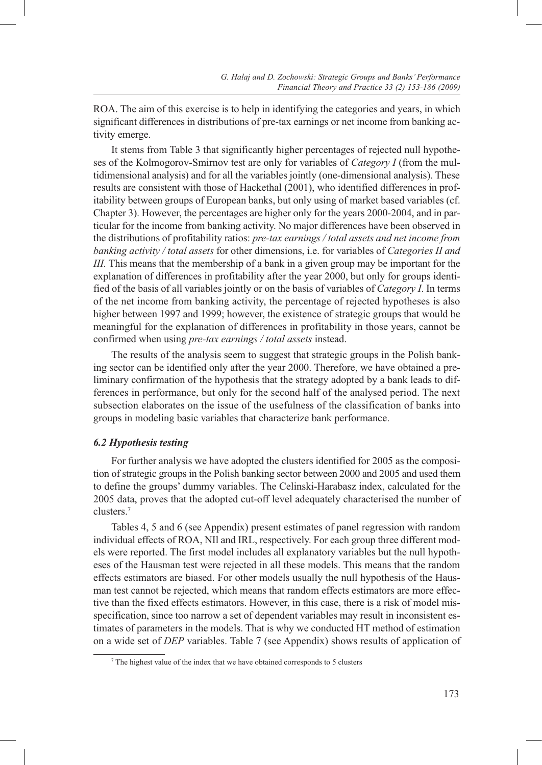ROA. The aim of this exercise is to help in identifying the categories and years, in which significant differences in distributions of pre-tax earnings or net income from banking activity emerge.

It stems from Table 3 that significantly higher percentages of rejected null hypotheses of the Kolmogorov-Smirnov test are only for variables of *Category I* (from the multidimensional analysis) and for all the variables jointly (one-dimensional analysis). These results are consistent with those of Hackethal (2001), who identified differences in profitability between groups of European banks, but only using of market based variables (cf. Chapter 3). However, the percentages are higher only for the years 2000-2004, and in particular for the income from banking activity. No major differences have been observed in the distributions of profitability ratios: *pre-tax earnings / total assets and net income from banking activity / total assets* for other dimensions, i.e. for variables of *Categories II and III.* This means that the membership of a bank in a given group may be important for the explanation of differences in profitability after the year 2000, but only for groups identified of the basis of all variables jointly or on the basis of variables of *Category I*. In terms of the net income from banking activity, the percentage of rejected hypotheses is also higher between 1997 and 1999; however, the existence of strategic groups that would be meaningful for the explanation of differences in profitability in those years, cannot be confirmed when using *pre-tax earnings / total assets* instead.

The results of the analysis seem to suggest that strategic groups in the Polish banking sector can be identified only after the year 2000. Therefore, we have obtained a preliminary confirmation of the hypothesis that the strategy adopted by a bank leads to differences in performance, but only for the second half of the analysed period. The next subsection elaborates on the issue of the usefulness of the classification of banks into groups in modeling basic variables that characterize bank performance.

### *6.2 Hypothesis testing*

For further analysis we have adopted the clusters identified for 2005 as the composition of strategic groups in the Polish banking sector between 2000 and 2005 and used them to define the groups' dummy variables. The Celinski-Harabasz index, calculated for the 2005 data, proves that the adopted cut-off level adequately characterised the number of clusters.[7]

Tables 4, 5 and 6 (see Appendix) present estimates of panel regression with random individual effects of ROA, NIl and IRL, respectively. For each group three different models were reported. The first model includes all explanatory variables but the null hypotheses of the Hausman test were rejected in all these models. This means that the random effects estimators are biased. For other models usually the null hypothesis of the Hausman test cannot be rejected, which means that random effects estimators are more effective than the fixed effects estimators. However, in this case, there is a risk of model misspecification, since too narrow a set of dependent variables may result in inconsistent estimates of parameters in the models. That is why we conducted HT method of estimation on a wide set of *DEP* variables. Table 7 (see Appendix) shows results of application of

[7] The highest value of the index that we have obtained corresponds to 5 clusters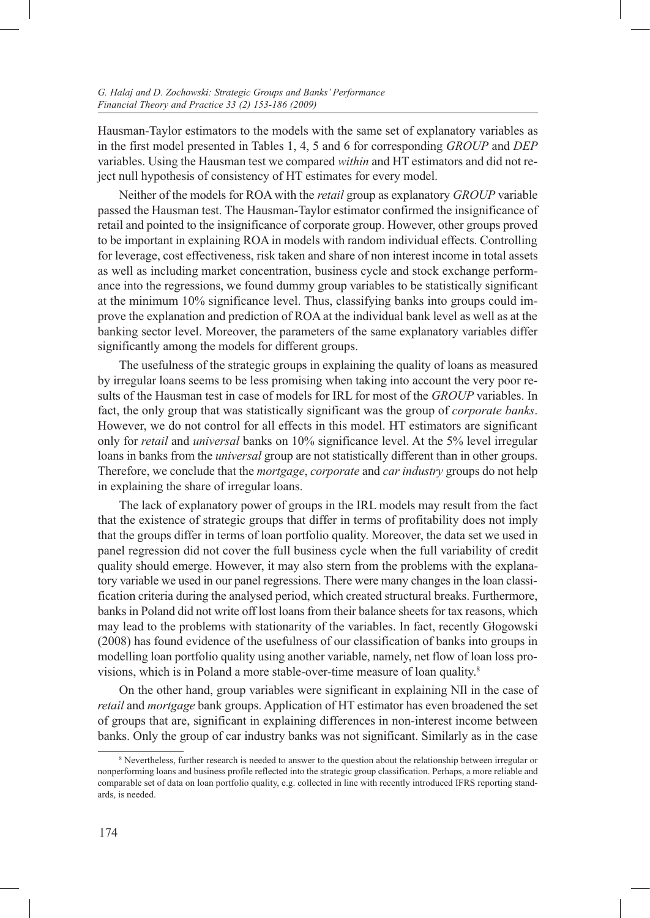Hausman-Taylor estimators to the models with the same set of explanatory variables as in the first model presented in Tables 1, 4, 5 and 6 for corresponding *GROUP* and *DEP* variables. Using the Hausman test we compared *within* and HT estimators and did not reject null hypothesis of consistency of HT estimates for every model.

Neither of the models for ROA with the *retail* group as explanatory *GROUP* variable passed the Hausman test. The Hausman-Taylor estimator confirmed the insignificance of retail and pointed to the insignificance of corporate group. However, other groups proved to be important in explaining ROA in models with random individual effects. Controlling for leverage, cost effectiveness, risk taken and share of non interest income in total assets as well as including market concentration, business cycle and stock exchange performance into the regressions, we found dummy group variables to be statistically significant at the minimum 10% significance level. Thus, classifying banks into groups could improve the explanation and prediction of ROA at the individual bank level as well as at the banking sector level. Moreover, the parameters of the same explanatory variables differ significantly among the models for different groups.

The usefulness of the strategic groups in explaining the quality of loans as measured by irregular loans seems to be less promising when taking into account the very poor results of the Hausman test in case of models for IRL for most of the *GROUP* variables. In fact, the only group that was statistically significant was the group of *corporate banks*. However, we do not control for all effects in this model. HT estimators are significant only for *retail* and *universal* banks on 10% significance level. At the 5% level irregular loans in banks from the *universal* group are not statistically different than in other groups. Therefore, we conclude that the *mortgage*, *corporate* and *car industry* groups do not help in explaining the share of irregular loans.

The lack of explanatory power of groups in the IRL models may result from the fact that the existence of strategic groups that differ in terms of profitability does not imply that the groups differ in terms of loan portfolio quality. Moreover, the data set we used in panel regression did not cover the full business cycle when the full variability of credit quality should emerge. However, it may also stern from the problems with the explanatory variable we used in our panel regressions. There were many changes in the loan classification criteria during the analysed period, which created structural breaks. Furthermore, banks in Poland did not write off lost loans from their balance sheets for tax reasons, which may lead to the problems with stationarity of the variables. In fact, recently Głogowski (2008) has found evidence of the usefulness of our classification of banks into groups in modelling loan portfolio quality using another variable, namely, net flow of loan loss provisions, which is in Poland a more stable-over-time measure of loan quality.[8]

On the other hand, group variables were significant in explaining NII in the case of *retail* and *mortgage* bank groups. Application of HT estimator has even broadened the set of groups that are, significant in explaining differences in non-interest income between banks. Only the group of car industry banks was not significant. Similarly as in the case

[8] Nevertheless, further research is needed to answer to the question about the relationship between irregular or nonperforming loans and business profile reflected into the strategic group classification. Perhaps, a more reliable and comparable set of data on loan portfolio quality, e.g. collected in line with recently introduced IFRS reporting standards, is needed.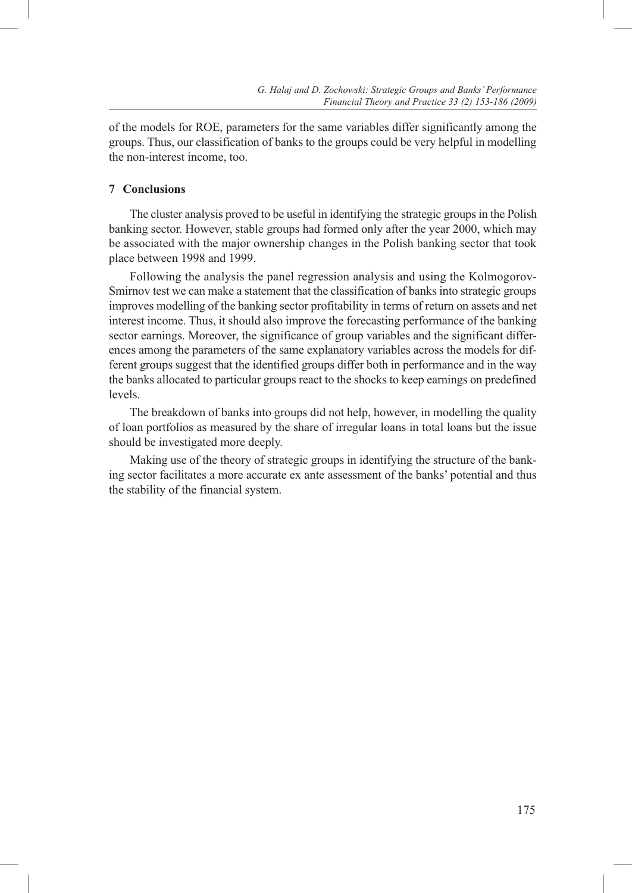of the models for ROE, parameters for the same variables differ significantly among the groups. Thus, our classification of banks to the groups could be very helpful in modelling the non-interest income, too.

## 7 Conclusions

The cluster analysis proved to be useful in identifying the strategic groups in the Polish banking sector. However, stable groups had formed only after the year 2000, which may be associated with the major ownership changes in the Polish banking sector that took place between 1998 and 1999.

Following the analysis the panel regression analysis and using the Kolmogorov-Smirnov test we can make a statement that the classification of banks into strategic groups improves modelling of the banking sector profitability in terms of return on assets and net interest income. Thus, it should also improve the forecasting performance of the banking sector earnings. Moreover, the significance of group variables and the significant differences among the parameters of the same explanatory variables across the models for different groups suggest that the identified groups differ both in performance and in the way the banks allocated to particular groups react to the shocks to keep earnings on predefined levels.

The breakdown of banks into groups did not help, however, in modelling the quality of loan portfolios as measured by the share of irregular loans in total loans but the issue should be investigated more deeply.

Making use of the theory of strategic groups in identifying the structure of the banking sector facilitates a more accurate ex ante assessment of the banks' potential and thus the stability of the financial system.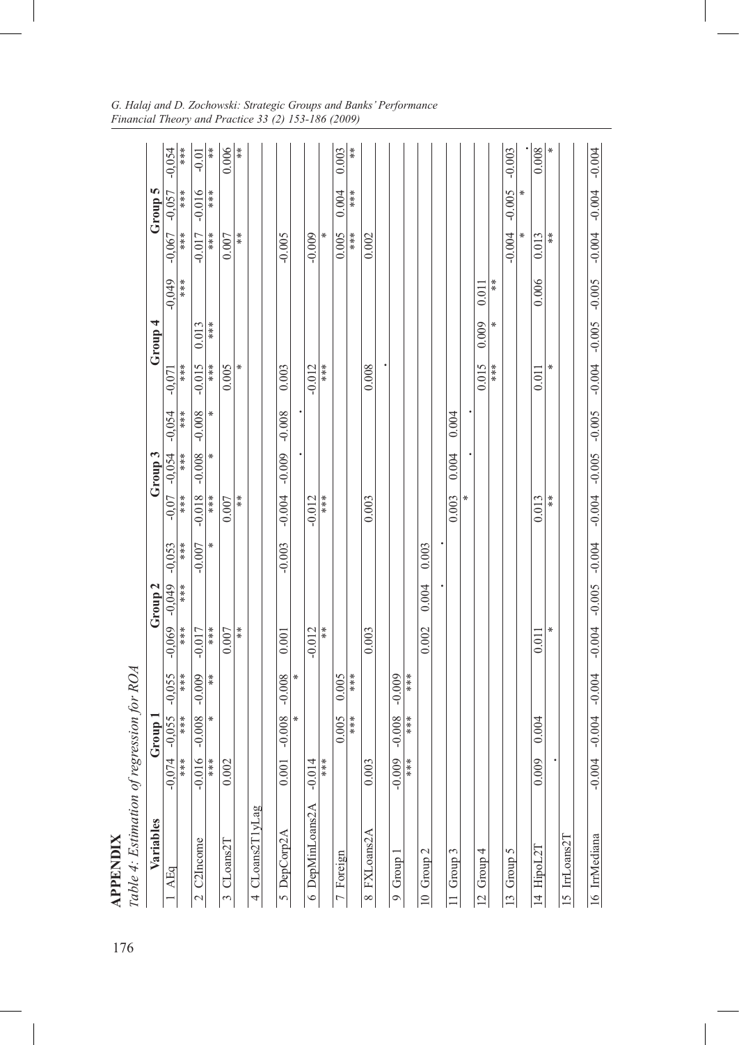# APPENDIX

*Table 4: Estimation of regression for ROA*

| Variables | Group 1 | | | Group 2 | | | Group 3 | | | Group 4 | | | Group 5 | | |
|---|---|---|---|---|---|---|---|---|---|---|---|---|---|---|---|
| 1 AEq | -0.074 *** | -0.055 *** | -0.055 *** | -0.069 *** | -0.049 *** | -0.053 *** | -0.07 *** | -0.054 *** | -0.054 *** | -0.071 *** | | -0.049 *** | -0.067 *** | -0.057 *** | -0.054 *** |
| 2 C2Income | -0.016 *** | -0.008 * | -0.009 ** | -0.017 *** | | -0.007 * | -0.018 *** | -0.008 * | -0.008 * | -0.015 *** | 0.013 *** | | -0.017 *** | -0.016 *** | -0.01 ** |
| 3 CLoans2T | 0.002 | | | 0.007 ** | | | 0.007 ** | | | 0.005 * | | | 0.007 ** | | 0.006 ** |
| 4 CLoans2T1yLag | | | | | | | | | | | | | | | |
| 5 DepCorp2A | 0.001 | -0.008 * | -0.008 * | 0.001 | | -0.003 | -0.004 | -0.009 . | -0.008 . | 0.003 | | | -0.005 | | |
| 6 DepMinLoans2A | -0.014 *** | | | -0.012 ** | | | -0.012 *** | | | -0.012 *** | | | -0.009 * | | |
| 7 Foreign | | 0.005 *** | 0.005 *** | | | | | | | | | | 0.005 *** | 0.004 *** | 0.003 ** |
| 8 FXLoans2A | 0.003 | | | 0.003 | | | 0.003 | | | 0.008 . | | | 0.002 | | |
| 9 Group 1 | -0.009 *** | -0.008 *** | -0.009 *** | | | | | | | | | | | | |
| 10 Group 2 | | | | 0.002 | 0.004 . | 0.003 . | | | | | | | | | |
| 11 Group 3 | | | | | | | 0.003 * | 0.004 . | 0.004 . | | | | | | |
| 12 Group 4 | | | | | | | | | | 0.015 *** | 0.009 * | 0.011 ** | | | |
| 13 Group 5 | | | | | | | | | | | | | -0.004 * | -0.005 * | -0.003 . |
| 14 HipoL2T | 0.009 . | 0.004 | | 0.011 * | | | 0.013 ** | | | 0.011 * | | 0.006 | 0.013 ** | | 0.008 * |
| 15 IrrLoans2T | | | | | | | | | | | | | | | |
| 16 IrrMediana | -0.004 | -0.004 | -0.004 | -0.004 | -0.005 | -0.004 | -0.004 | -0.005 | -0.005 | -0.004 | -0.005 | -0.005 | -0.004 | -0.004 | -0.004 |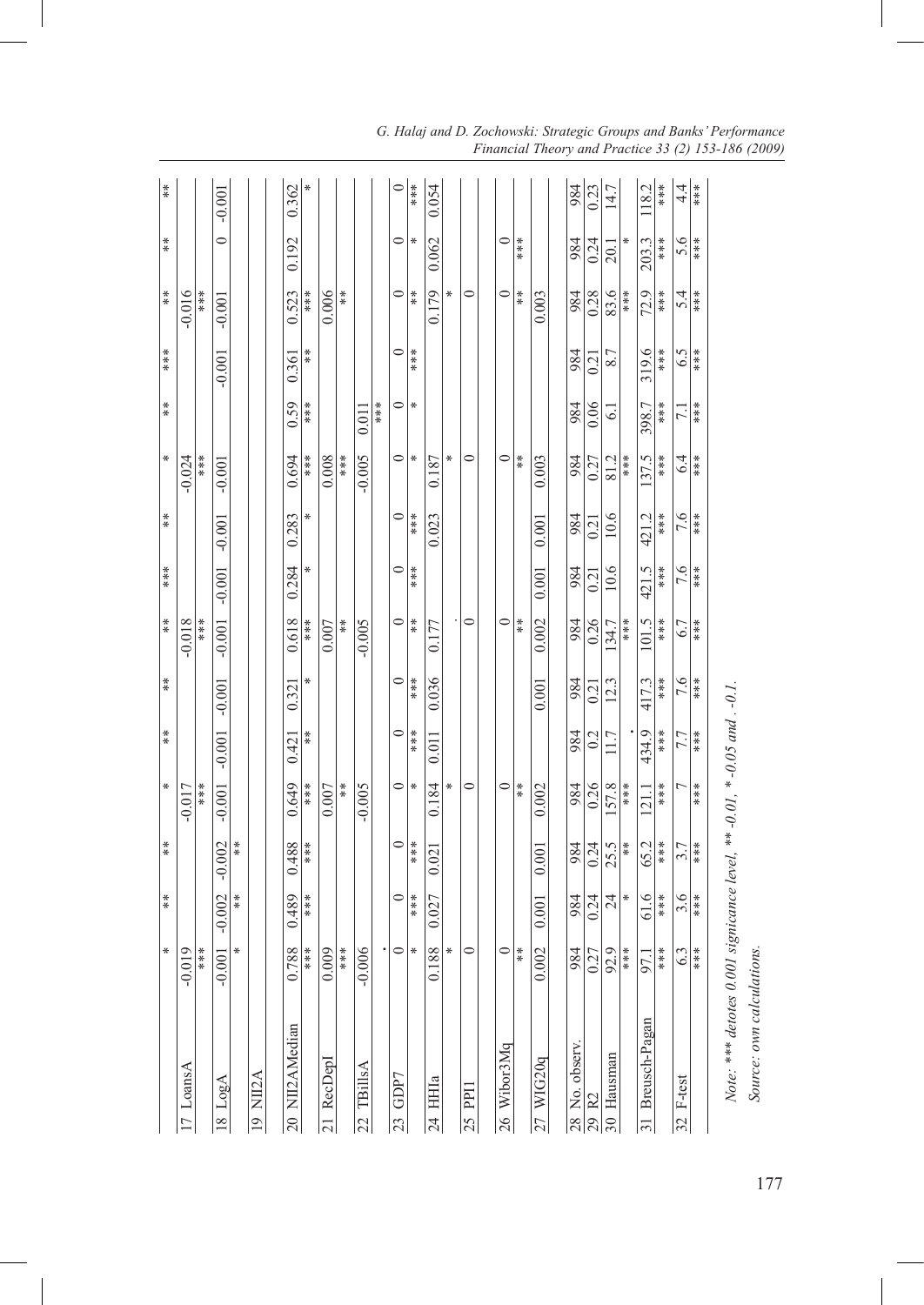| | (1) | (2) | (3) | (4) | (5) | (6) | (7) | (8) | (9) | (10) | (11) | (12) | (13) | (14) | (15) |
|---|---|---|---|---|---|---|---|---|---|---|---|---|---|---|---|
| | * | ** | ** | * | ** | ** | ** | *** | ** | * | ** | *** | ** | ** | ** |
| 17 LoansA | -0.019 *** | | | -0.017 *** | | | -0.018 *** | | | -0.024 *** | | | -0.016 *** | | |
| 18 LogA | -0.001 * | -0.002 ** | -0.002 ** | -0.001 | -0.001 | -0.001 | -0.001 | -0.001 | -0.001 | -0.001 | | -0.001 | -0.001 | 0 | -0.001 |
| 19 NII2A | | | | | | | | | | | | | | | |
| 20 NII2AMedian | 0.788 *** | 0.489 *** | 0.488 *** | 0.649 *** | 0.421 ** | 0.321 * | 0.618 *** | 0.284 * | 0.283 * | 0.694 *** | 0.59 *** | 0.361 ** | 0.523 *** | 0.192 | 0.362 * |
| 21 RecDepl | 0.009 *** | | | 0.007 ** | | | 0.007 ** | | | 0.008 *** | | | 0.006 ** | | |
| 22 TBillsA | -0.006 . | | | -0.005 | | | -0.005 | | | -0.005 | 0.011 *** | | | | |
| 23 GDP7 | 0 * | 0 *** | 0 *** | 0 * | 0 *** | 0 *** | 0 ** | 0 *** | 0 *** | 0 * | 0 * | 0 *** | 0 ** | 0 * | 0 *** |
| 24 HHIa | 0.188 * | 0.027 | 0.021 | 0.184 * | 0.011 | 0.036 | 0.177 . | | 0.023 | 0.187 * | | | 0.179 * | 0.062 | 0.054 |
| 25 PPI1 | 0 | | | 0 | | | 0 | | | 0 | | | 0 | | |
| 26 Wibor3Mq | 0 ** | | | 0 ** | | | 0 ** | | | 0 ** | | | 0 ** | 0 *** | |
| 27 WIG20q | 0.002 | 0.001 | 0.001 | 0.002 | | 0.001 | 0.002 | 0.001 | 0.001 | 0.003 | | | 0.003 | | |
| 28 No. observ. | 984 | 984 | 984 | 984 | 984 | 984 | 984 | 984 | 984 | 984 | 984 | 984 | 984 | 984 | 984 |
| 29 R2 | 0.27 | 0.24 | 0.24 | 0.26 | 0.2 | 0.21 | 0.26 | 0.21 | 0.21 | 0.27 | 0.06 | 0.21 | 0.28 | 0.24 | 0.23 |
| 30 Hausman | 92.9 *** | 24 * | 25.5 ** | 157.8 *** | 11.7 . | 12.3 | 134.7 *** | 10.6 | 10.6 | 81.2 *** | 6.1 | 8.7 | 83.6 *** | 20.1 * | 14.7 |
| 31 Breusch-Pagan | 97.1 *** | 61.6 *** | 65.2 *** | 121.1 *** | 434.9 *** | 417.3 *** | 101.5 *** | 421.5 *** | 421.2 *** | 137.5 *** | 398.7 *** | 319.6 *** | 72.9 *** | 203.3 *** | 118.2 *** |
| 32 F-test | 6.3 *** | 3.6 *** | 3.7 *** | 7 *** | 7.7 *** | 7.6 *** | 6.7 *** | 7.6 *** | 7.6 *** | 6.4 *** | 7.1 *** | 6.5 *** | 5.4 *** | 5.6 *** | 4.4 *** |

*Note: *** detotes 0.001 signicance level, ** -0.01, * -0.05 and . -0.1.*

*Source: own calculations.*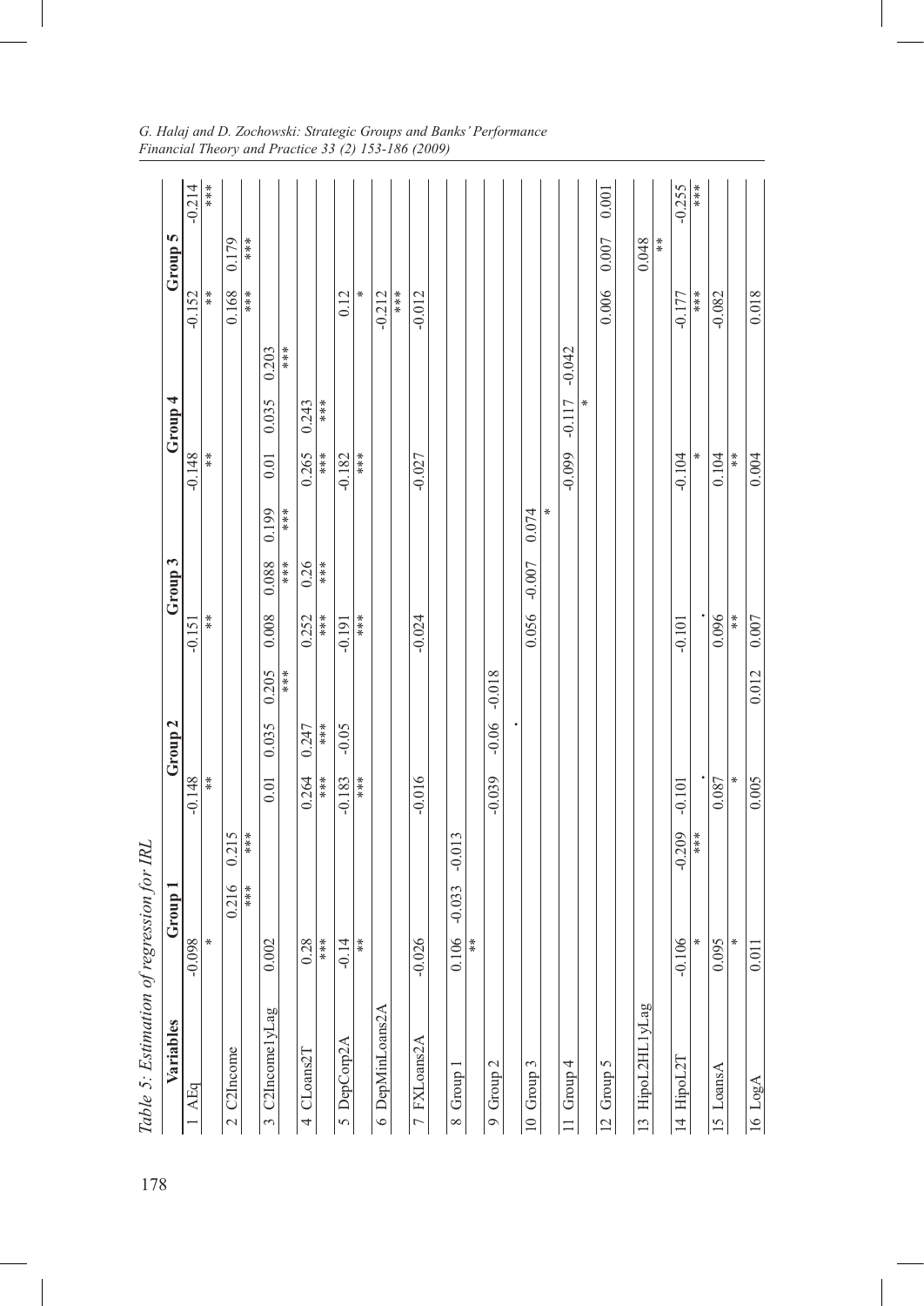*Table 5: Estimation of regression for IRL*

| Variables | Group 1 | | | Group 2 | | | Group 3 | | | Group 4 | | | Group 5 | | |
|---|---|---|---|---|---|---|---|---|---|---|---|---|---|---|---|
| 1 AEq | -0.098 * | | | -0.148 ** | | | -0.151 ** | | | -0.148 ** | | | -0.152 ** | | -0.214 *** |
| 2 C2Income | | 0.216 *** | 0.215 *** | | | | | | | | | | 0.168 *** | 0.179 *** | |
| 3 C2Income1yLag | 0.002 | | | 0.01 | 0.035 | 0.205 *** | 0.008 | 0.088 *** | 0.199 *** | 0.01 | 0.035 | 0.203 *** | | | |
| 4 CLoans2T | 0.28 *** | | | 0.264 *** | 0.247 *** | | 0.252 *** | 0.26 *** | | 0.265 *** | 0.243 *** | | | | |
| 5 DepCorp2A | -0.14 ** | | | -0.183 *** | -0.05 | | -0.191 *** | | | -0.182 *** | | | 0.12 * | | |
| 6 DepMinLoans2A | | | | | | | | | | | | | -0.212 *** | | |
| 7 FXLoans2A | -0.026 | | | -0.016 | | | -0.024 | | | -0.027 | | | -0.012 | | |
| 8 Group 1 | 0.106 ** | -0.033 | -0.013 | | | | | | | | | | | | |
| 9 Group 2 | | | | -0.039 | -0.06 . | -0.018 | | | | | | | | | |
| 10 Group 3 | | | | | | | 0.056 | -0.007 | 0.074 * | | | | | | |
| 11 Group 4 | | | | | | | | | | -0.099 | -0.117 * | -0.042 | | | |
| 12 Group 5 | | | | | | | | | | | | | 0.006 | 0.007 | 0.001 |
| 13 HipoL2HL1yLag | | | | | | | | | | | | | | 0.048 ** | |
| 14 HipoL2T | -0.106 * | | -0.209 *** | -0.101 . | | | -0.101 . | | | -0.104 * | | | -0.177 *** | | -0.255 *** |
| 15 LoansA | 0.095 * | | | 0.087 * | | | 0.096 ** | | | 0.104 ** | | | -0.082 | | |
| 16 LogA | 0.011 | | | 0.005 | | 0.012 | 0.007 | | | 0.004 | | | 0.018 | | |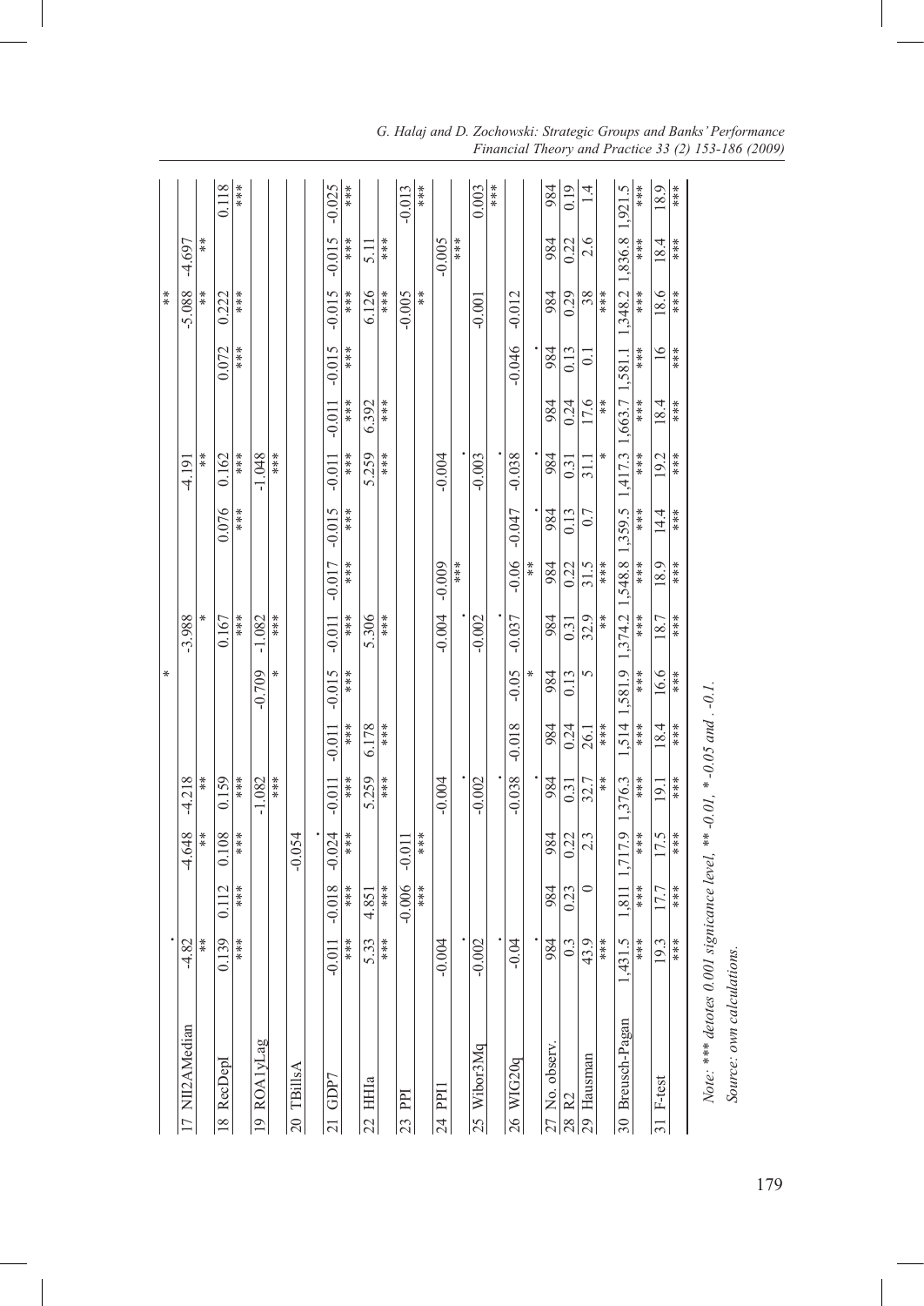| | | | | | | | | | | | | | | | |
|---|---|---|---|---|---|---|---|---|---|---|---|---|---|---|---|
| | . | | | | | | * | | | | | | ** | | |
| 17 NII2AMedian | -4.82 ** | | -4.648 ** | -4.218 ** | | | -3.988 * | | | -4.191 ** | | | -5.088 ** | -4.697 ** | |
| 18 RecDepl | 0.139 *** | 0.112 *** | 0.108 *** | 0.159 *** | | | 0.167 *** | | 0.076 *** | 0.162 *** | | 0.072 *** | 0.222 *** | | 0.118 *** |
| 19 ROA1yLag | | | | -1.082 *** | | -0.709 * | -1.082 *** | | | -1.048 *** | | | | | |
| 20 TBillsA | | | -0.054 . | | | | | | | | | | | | |
| 21 GDP7 | -0.011 *** | -0.018 *** | -0.024 *** | -0.011 *** | -0.011 *** | -0.015 *** | -0.011 *** | -0.017 *** | -0.015 *** | -0.011 *** | -0.011 *** | -0.015 *** | -0.015 *** | -0.015 *** | -0.025 *** |
| 22 HHIa | 5.33 *** | 4.851 *** | | 5.259 *** | 6.178 *** | | 5.306 *** | | | 5.259 *** | 6.392 *** | | 6.126 *** | 5.11 *** | |
| 23 PPI | | -0.006 *** | -0.011 *** | | | | | | | | | | -0.005 ** | | -0.013 *** |
| 24 PPI1 | -0.004 . | | | -0.004 . | | | -0.004 . | -0.009 *** | | -0.004 . | | | | -0.005 *** | |
| 25 Wibor3Mq | -0.002 . | | | -0.002 . | | | -0.002 . | | | -0.003 . | | | -0.001 | | 0.003 *** |
| 26 WIG20q | -0.04 . | | | -0.038 . | -0.018 | -0.05 * | -0.037 . | -0.06 ** | -0.047 . | -0.038 . | | -0.046 . | -0.012 | | |
| 27 No. observ. | 984 | 984 | 984 | 984 | 984 | 984 | 984 | 984 | 984 | 984 | 984 | 984 | 984 | 984 | 984 |
| 28 R2 | 0.3 | 0.23 | 0.22 | 0.31 | 0.24 | 0.13 | 0.31 | 0.22 | 0.13 | 0.31 | 0.24 | 0.13 | 0.29 | 0.22 | 0.19 |
| 29 Hausman | 43.9 *** | 0 | 2.3 | 32.7 ** | 26.1 *** | 5 | 32.9 ** | 31.5 *** | 0.7 | 31.1 * | 17.6 ** | 0.1 | 38 *** | 2.6 | 1.4 |
| 30 Breusch-Pagan | 1,431.5 *** | 1,811 *** | 1,717.9 *** | 1,376.3 *** | 1,514 *** | 1,581.9 *** | 1,374.2 *** | 1,548.8 *** | 1,359.5 *** | 1,417.3 *** | 1,663.7 *** | 1,581.1 *** | 1,348.2 *** | 1,836.8 *** | 1,921.5 *** |
| 31 F-test | 19.3 *** | 17.7 *** | 17.5 *** | 19.1 *** | 18.4 *** | 16.6 *** | 18.7 *** | 18.9 *** | 14.4 *** | 19.2 *** | 18.4 *** | 16 *** | 18.6 *** | 18.4 *** | 18.9 *** |

*Note: *** detotes 0.001 signicance level, ** -0.01, * -0.05 and . -0.1.*

*Source: own calculations.*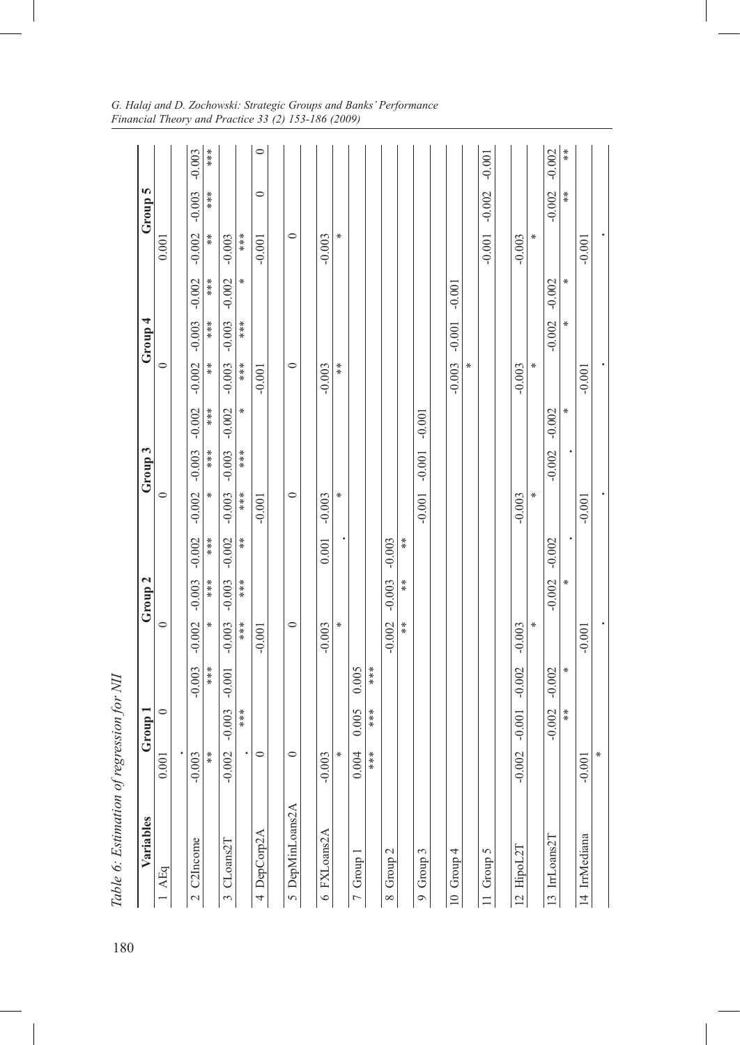*Table 6: Estimation of regression for NII*

| Variables | Group 1 | | | Group 2 | | | Group 3 | | | Group 4 | | | Group 5 | | |
|---|---|---|---|---|---|---|---|---|---|---|---|---|---|---|---|
| 1 AEq | 0.001 | 0 | | 0 | | | 0 | | | 0 | | | 0.001 | | |
| | . | | | | | | | | | | | | | | |
| 2 C2Income | -0.003 | | -0.003 | -0.002 | -0.003 | -0.002 | -0.002 | -0.003 | -0.002 | -0.002 | -0.003 | -0.002 | -0.002 | -0.003 | -0.003 |
| | ** | | *** | * | *** | *** | * | *** | *** | ** | *** | *** | ** | *** | *** |
| 3 CLoans2T | -0.002 | -0.003 | -0.001 | -0.003 | -0.003 | -0.002 | -0.003 | -0.003 | -0.002 | -0.003 | -0.003 | -0.002 | -0.003 | | |
| | . | *** | | *** | *** | ** | *** | *** | * | *** | *** | * | *** | | |
| 4 DepCorp2A | 0 | | | -0.001 | | | -0.001 | | | -0.001 | | | -0.001 | 0 | 0 |
| 5 DepMinLoans2A | 0 | | | 0 | | | 0 | | | 0 | | | 0 | | |
| 6 FXLoans2A | -0.003 | | | -0.003 | | 0.001 | -0.003 | | | -0.003 | | | -0.003 | | |
| | * | | | * | | . | * | | | ** | | | * | | |
| 7 Group 1 | 0.004 | 0.005 | 0.005 | | | | | | | | | | | | |
| | *** | *** | *** | | | | | | | | | | | | |
| 8 Group 2 | | | | -0.002 | -0.003 | -0.003 | | | | | | | | | |
| | | | | ** | ** | ** | | | | | | | | | |
| 9 Group 3 | | | | | | | -0.001 | -0.001 | -0.001 | | | | | | |
| 10 Group 4 | | | | | | | | | | -0.003 | -0.001 | -0.001 | | | |
| | | | | | | | | | | * | | | | | |
| 11 Group 5 | | | | | | | | | | | | | -0.001 | -0.002 | -0.001 |
| 12 HipoL2T | -0.002 | -0.001 | -0.002 | -0.003 | | | -0.003 | | | -0.003 | | | -0.003 | | |
| | | | | * | | | * | | | * | | | * | | |
| 13 IrrLoans2T | | -0.002 | -0.002 | | -0.002 | -0.002 | | -0.002 | -0.002 | | -0.002 | -0.002 | | -0.002 | -0.002 |
| | | ** | * | | * | . | | . | * | | * | * | | ** | ** |
| 14 IrrMediana | -0.001 | | | -0.001 | | | -0.001 | | | -0.001 | | | -0.001 | | |
| | * | | | . | | | . | | | . | | | . | | |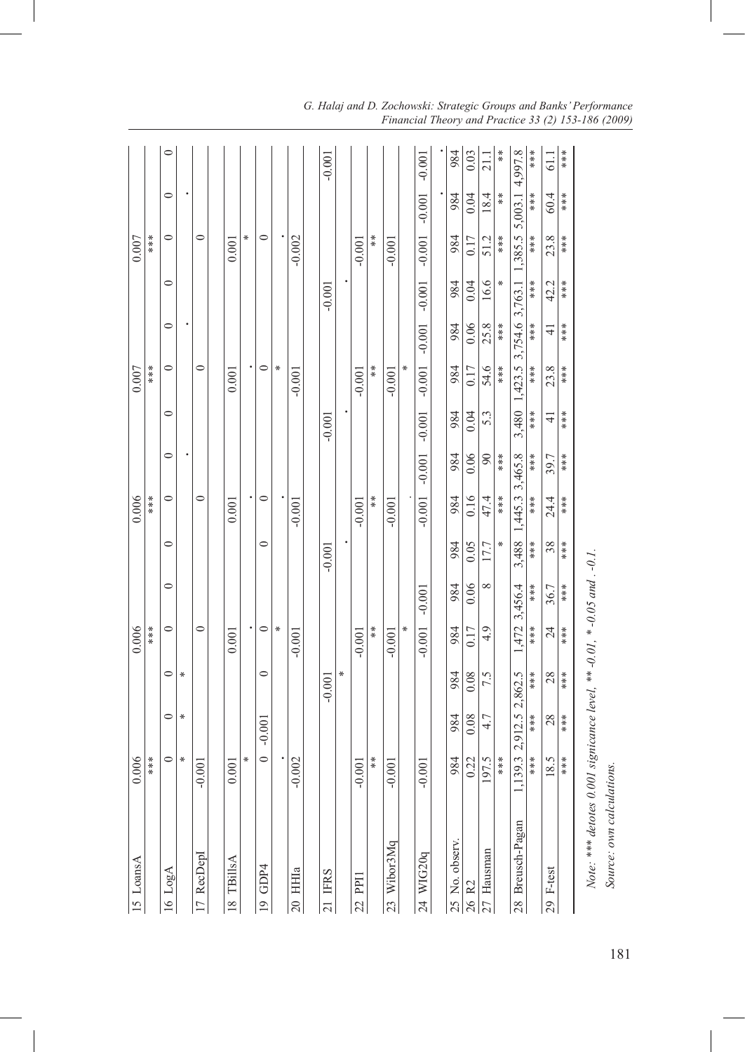| | | | | | | | | | | | | | | | |
|---|---|---|---|---|---|---|---|---|---|---|---|---|---|---|---|
| 15 LoansA | 0.006 | | | 0.006 | | | 0.006 | | | 0.007 | | | 0.007 | | |
| | *** | | | *** | | | *** | | | *** | | | *** | | |
| 16 LogA | 0 | 0 | 0 | 0 | 0 | 0 | 0 | 0 | 0 | 0 | 0 | 0 | 0 | 0 | 0 |
| | * | * | * | | | | | . | | | . | | | . | |
| 17 RecDepl | -0.001 | | | 0 | | | 0 | | | 0 | | | 0 | | |
| | | | | | | | | | | | | | | | |
| 18 TBillsA | 0.001 | | | 0.001 | | | 0.001 | | | 0.001 | | | 0.001 | | |
| | * | | | . | | | . | | | . | | | * | | |
| 19 GDP4 | 0 | -0.001 | 0 | 0 | | 0 | 0 | | | 0 | | | 0 | | |
| | . | | | * | | | . | | | * | | | . | | |
| 20 HHIa | -0.002 | | | -0.001 | | | -0.001 | | | -0.001 | | | -0.002 | | |
| | | | | | | | | | | | | | | | |
| 21 IFRS | | | -0.001 | | | -0.001 | | | -0.001 | | | -0.001 | | | -0.001 |
| | | | * | | | . | | | . | | | . | | | |
| 22 PPI1 | -0.001 | | | -0.001 | | | -0.001 | | | -0.001 | | | -0.001 | | |
| | ** | | | ** | | | ** | | | ** | | | ** | | |
| 23 Wibor3Mq | -0.001 | | | -0.001 | | | -0.001 | | | -0.001 | | | -0.001 | | |
| | | | | * | | | . | | | * | | | | | |
| 24 WIG20q | -0.001 | | | -0.001 | -0.001 | | -0.001 | -0.001 | -0.001 | -0.001 | -0.001 | -0.001 | -0.001 | -0.001 | -0.001 |
| | | | | | | | | | | | | | | . | . |
| 25 No. observ. | 984 | 984 | 984 | 984 | 984 | 984 | 984 | 984 | 984 | 984 | 984 | 984 | 984 | 984 | 984 |
| 26 R2 | 0.22 | 0.08 | 0.08 | 0.17 | 0.06 | 0.05 | 0.16 | 0.06 | 0.04 | 0.17 | 0.06 | 0.04 | 0.17 | 0.04 | 0.03 |
| 27 Hausman | 197.5 | 4.7 | 7.5 | 4.9 | 8 | 17.7 | 47.4 | 90 | 5.3 | 54.6 | 25.8 | 16.6 | 51.2 | 18.4 | 21.1 |
| | *** | | | | | * | *** | *** | | *** | *** | * | *** | ** | ** |
| 28 Breusch-Pagan | 1,139.3 | 2,912.5 | 2,862.5 | 1,472 | 3,456.4 | 3,488 | 1,445.3 | 3,465.8 | 3,480 | 1,423.5 | 3,754.6 | 3,763.1 | 1,385.5 | 5,003.1 | 4,997.8 |
| | *** | *** | *** | *** | *** | *** | *** | *** | *** | *** | *** | *** | *** | *** | *** |
| 29 F-test | 18.5 | 28 | 28 | 24 | 36.7 | 38 | 24.4 | 39.7 | 41 | 23.8 | 41 | 42.2 | 23.8 | 60.4 | 61.1 |
| | *** | *** | *** | *** | *** | *** | *** | *** | *** | *** | *** | *** | *** | *** | *** |

*Note: *** detotes 0.001 signicance level, ** -0.01, * -0.05 and . -0.1.*

*Source: own calculations.*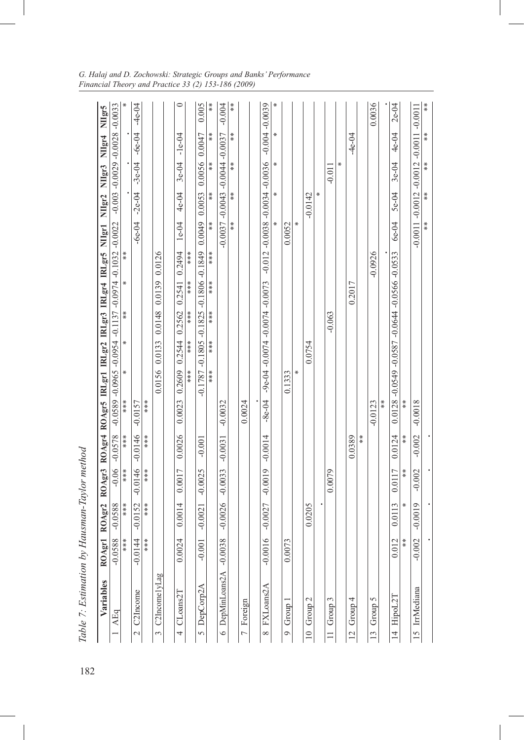*Table 7: Estimation by Hausman-Taylor method*

| | Variables | ROAgr1 | ROAgr2 | ROAgr3 | ROAgr4 | ROAgr5 | IRLgr1 | IRLgr2 | IRLgr3 | IRLgr4 | IRLgr5 | NIIgr1 | NIIgr2 | NIIgr3 | NIIgr4 | NIIgr5 |
|---|---|---|---|---|---|---|---|---|---|---|---|---|---|---|---|---|
| 1 | AEq | -0.0588 *** | -0.0588 *** | -0.06 *** | -0.0578 *** | -0.0589 *** | -0.0965 * | -0.0954 * | -0.1137 ** | -0.0974 * | -0.1032 ** | -0.0022 | -0.003 . | -0.0029 . | -0.0028 . | -0.0033 * |
| 2 | C2Income | -0.0144 *** | -0.0152 *** | -0.0146 *** | -0.0146 *** | -0.0157 *** | | | | | | -6e-04 | -2e-04 | -3e-04 | -6e-04 | -4e-04 |
| 3 | C2IncomelyLag | | | | | | 0.0156 | 0.0133 | 0.0148 | 0.0139 | 0.0126 | | | | | |
| 4 | CLoans2T | 0.0024 | 0.0014 | 0.0017 | 0.0026 | 0.0023 | 0.2609 *** | 0.2544 *** | 0.2562 *** | 0.2541 *** | 0.2494 *** | 1e-04 | 4e-04 | 3e-04 | -1e-04 | 0 |
| 5 | DepCorp2A | -0.001 | -0.0021 | -0.0025 | -0.001 | | -0.1787 *** | -0.1805 *** | -0.1825 *** | -0.1806 *** | -0.1849 *** | 0.0049 ** | 0.0053 ** | 0.0056 ** | 0.0047 ** | 0.005 ** |
| 6 | DepMinLoans2A | -0.0038 | -0.0026 | -0.0033 | -0.0031 | -0.0032 | | | | | | -0.0037 ** | -0.0043 ** | -0.0044 ** | -0.0037 ** | -0.004 ** |
| 7 | Foreign | | | | | 0.0024 . | | | | | | | | | | |
| 8 | FXLoans2A | -0.0016 | -0.0027 | -0.0019 | -0.0014 | -8e-04 | -9e-04 | -0.0074 | -0.0074 | -0.0073 | -0.012 | -0.0038 * | -0.0034 * | -0.0036 * | -0.004 * | -0.0039 * |
| 9 | Group 1 | 0.0073 | | | | | 0.1333 * | | | | | 0.0052 * | | | | |
| 10 | Group 2 | | 0.0205 . | | | | | 0.0754 | | | | | -0.0142 * | | | |
| 11 | Group 3 | | | 0.0079 | | | | | -0.063 | | | | | -0.011 * | | |
| 12 | Group 4 | | | | 0.0389 ** | | | | | 0.2017 | | | | | -4e-04 | |
| 13 | Group 5 | | | | | -0.0123 ** | | | | | -0.0926 . | | | | | 0.0036 . |
| 14 | HipoL2T | 0.012 ** | 0.0113 * | 0.0117 ** | 0.0124 ** | 0.0128 ** | -0.0549 | -0.0587 | -0.0644 | -0.0566 | -0.0533 | 6e-04 | 5e-04 | 3e-04 | 4e-04 | 2e-04 |
| 15 | IrrMediana | -0.002 . | -0.0019 . | -0.002 . | -0.002 . | -0.0018 | | | | | | -0.0011 ** | -0.0012 ** | -0.0012 ** | -0.0011 ** | -0.0011 ** |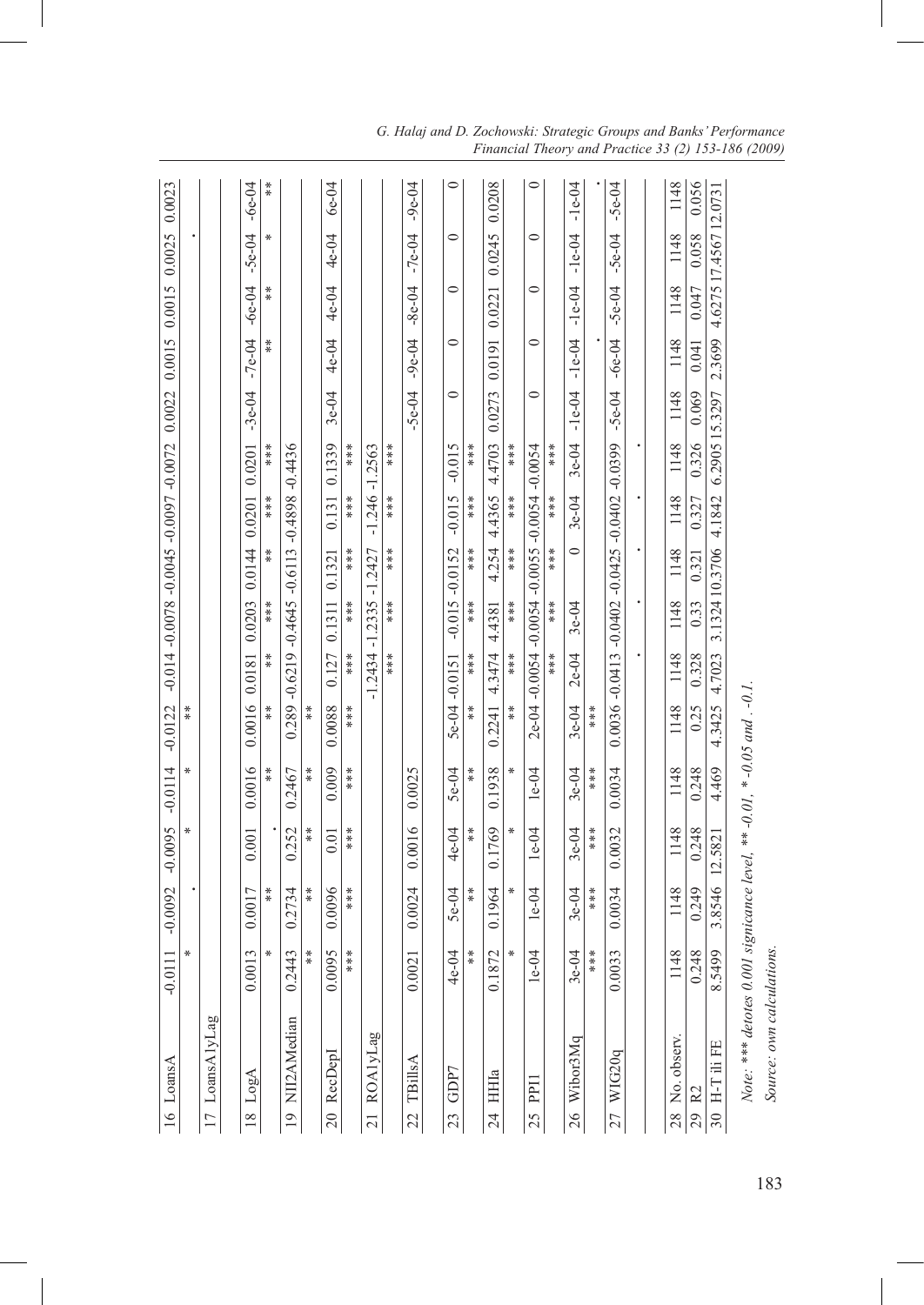| | | | | | | | | | | | | | | | |
|---|---|---|---|---|---|---|---|---|---|---|---|---|---|---|---|
| 16 LoansA | -0.0111 | -0.0092 | -0.0095 | -0.0114 | -0.0122 | -0.014 | -0.0078 | -0.0045 | -0.0097 | -0.0072 | 0.0022 | 0.0015 | 0.0015 | 0.0025 | 0.0023 |
| | * | . | * | * | ** | | | | | | | | | . | |
| 17 LoansA1yLag | | | | | | | | | | | | | | | |
| 18 LogA | 0.0013 | 0.0017 | 0.001 | 0.0016 | 0.0016 | 0.0181 | 0.0203 | 0.0144 | 0.0201 | 0.0201 | -3e-04 | -7e-04 | -6e-04 | -5e-04 | -6e-04 |
| | * | ** | . | ** | ** | ** | *** | ** | *** | *** | | ** | ** | * | ** |
| 19 NII2AMedian | 0.2443 | 0.2734 | 0.252 | 0.2467 | 0.289 | -0.6219 | -0.4645 | -0.6113 | -0.4898 | -0.4436 | | | | | |
| | ** | ** | ** | ** | ** | | | | | | | | | | |
| 20 RecDepI | 0.0095 | 0.0096 | 0.01 | 0.009 | 0.0088 | 0.127 | 0.1311 | 0.1321 | 0.131 | 0.1339 | 3e-04 | 4e-04 | 4e-04 | 4e-04 | 6e-04 |
| | *** | *** | *** | *** | *** | *** | *** | *** | *** | *** | | | | | |
| 21 ROA1yLag | | | | | | -1.2434 | -1.2335 | -1.2427 | -1.246 | -1.2563 | | | | | |
| | | | | | | *** | *** | *** | *** | *** | | | | | |
| 22 TBillsA | 0.0021 | 0.0024 | 0.0016 | 0.0025 | | | | | | | -5e-04 | -9e-04 | -8e-04 | -7e-04 | -9e-04 |
| 23 GDP7 | 4e-04 | 5e-04 | 4e-04 | 5e-04 | 5e-04 | -0.0151 | -0.015 | -0.0152 | -0.015 | -0.015 | 0 | 0 | 0 | 0 | 0 |
| | ** | ** | ** | ** | ** | *** | *** | *** | *** | *** | | | | | |
| 24 HHIa | 0.1872 | 0.1964 | 0.1769 | 0.1938 | 0.2241 | 4.3474 | 4.4381 | 4.254 | 4.4365 | 4.4703 | 0.0273 | 0.0191 | 0.0221 | 0.0245 | 0.0208 |
| | * | * | * | * | ** | *** | *** | *** | *** | *** | | | | | |
| 25 PPI1 | 1e-04 | 1e-04 | 1e-04 | 1e-04 | 2e-04 | -0.0054 | -0.0054 | -0.0055 | -0.0054 | -0.0054 | 0 | 0 | 0 | 0 | 0 |
| | | | | | | *** | *** | *** | *** | *** | | | | | |
| 26 Wibor3Mq | 3e-04 | 3e-04 | 3e-04 | 3e-04 | 3e-04 | 2e-04 | 3e-04 | 0 | 3e-04 | 3e-04 | -1e-04 | -1e-04 | -1e-04 | -1e-04 | -1e-04 |
| | *** | *** | *** | *** | *** | | | | | | | . | | | . |
| 27 WIG20q | 0.0033 | 0.0034 | 0.0032 | 0.0034 | 0.0036 | -0.0413 | -0.0402 | -0.0425 | -0.0402 | -0.0399 | -5e-04 | -6e-04 | -5e-04 | -5e-04 | -5e-04 |
| | | | | | | . | . | . | . | . | . | | | | |
| 28 No. observ. | 1148 | 1148 | 1148 | 1148 | 1148 | 1148 | 1148 | 1148 | 1148 | 1148 | 1148 | 1148 | 1148 | 1148 | 1148 |
| 29 R2 | 0.248 | 0.249 | 0.248 | 0.248 | 0.25 | 0.328 | 0.33 | 0.321 | 0.327 | 0.326 | 0.069 | 0.041 | 0.047 | 0.058 | 0.056 |
| 30 H-T ili FE | 8.5499 | 3.8546 | 12.5821 | 4.469 | 4.3425 | 4.7023 | 3.1324 | 10.3706 | 4.1842 | 6.2905 | 15.3297 | 2.3699 | 4.6275 | 17.4567 | 12.0731 |

*Note: \*\*\* detotes 0.001 signicance level, \*\* -0.01, \* -0.05 and . -0.1.*

*Source: own calculations.*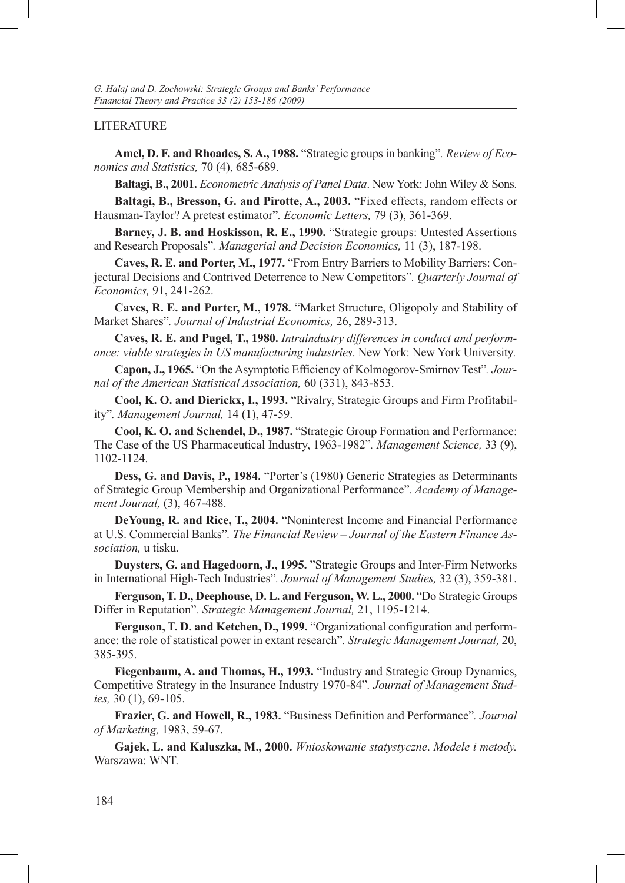## LITERATURE

**Amel, D. F. and Rhoades, S. A., 1988.** "Strategic groups in banking". *Review of Economics and Statistics,* 70 (4), 685-689.

**Baltagi, B., 2001.** *Econometric Analysis of Panel Data*. New York: John Wiley & Sons.

**Baltagi, B., Bresson, G. and Pirotte, A., 2003.** "Fixed effects, random effects or Hausman-Taylor? A pretest estimator". *Economic Letters,* 79 (3), 361-369.

**Barney, J. B. and Hoskisson, R. E., 1990.** "Strategic groups: Untested Assertions and Research Proposals". *Managerial and Decision Economics,* 11 (3), 187-198.

**Caves, R. E. and Porter, M., 1977.** "From Entry Barriers to Mobility Barriers: Conjectural Decisions and Contrived Deterrence to New Competitors". *Quarterly Journal of Economics,* 91, 241-262.

**Caves, R. E. and Porter, M., 1978.** "Market Structure, Oligopoly and Stability of Market Shares". *Journal of Industrial Economics,* 26, 289-313.

**Caves, R. E. and Pugel, T., 1980.** *Intraindustry differences in conduct and performance: viable strategies in US manufacturing industries*. New York: New York University.

**Capon, J., 1965.** "On the Asymptotic Efficiency of Kolmogorov-Smirnov Test". *Journal of the American Statistical Association,* 60 (331), 843-853.

**Cool, K. O. and Dierickx, I., 1993.** "Rivalry, Strategic Groups and Firm Profitability". *Management Journal,* 14 (1), 47-59.

**Cool, K. O. and Schendel, D., 1987.** "Strategic Group Formation and Performance: The Case of the US Pharmaceutical Industry, 1963-1982". *Management Science,* 33 (9), 1102-1124.

**Dess, G. and Davis, P., 1984.** "Porter's (1980) Generic Strategies as Determinants of Strategic Group Membership and Organizational Performance". *Academy of Management Journal,* (3), 467-488.

**DeYoung, R. and Rice, T., 2004.** "Noninterest Income and Financial Performance at U.S. Commercial Banks". *The Financial Review – Journal of the Eastern Finance Association,* u tisku.

**Duysters, G. and Hagedoorn, J., 1995.** "Strategic Groups and Inter-Firm Networks in International High-Tech Industries". *Journal of Management Studies,* 32 (3), 359-381.

**Ferguson, T. D., Deephouse, D. L. and Ferguson, W. L., 2000.** "Do Strategic Groups Differ in Reputation". *Strategic Management Journal,* 21, 1195-1214.

**Ferguson, T. D. and Ketchen, D., 1999.** "Organizational configuration and performance: the role of statistical power in extant research". *Strategic Management Journal,* 20, 385-395.

**Fiegenbaum, A. and Thomas, H., 1993.** "Industry and Strategic Group Dynamics, Competitive Strategy in the Insurance Industry 1970-84". *Journal of Management Studies,* 30 (1), 69-105.

**Frazier, G. and Howell, R., 1983.** "Business Definition and Performance". *Journal of Marketing,* 1983, 59-67.

**Gajek, L. and Kaluszka, M., 2000.** *Wnioskowanie statystyczne*. *Modele i metody.* Warszawa: WNT.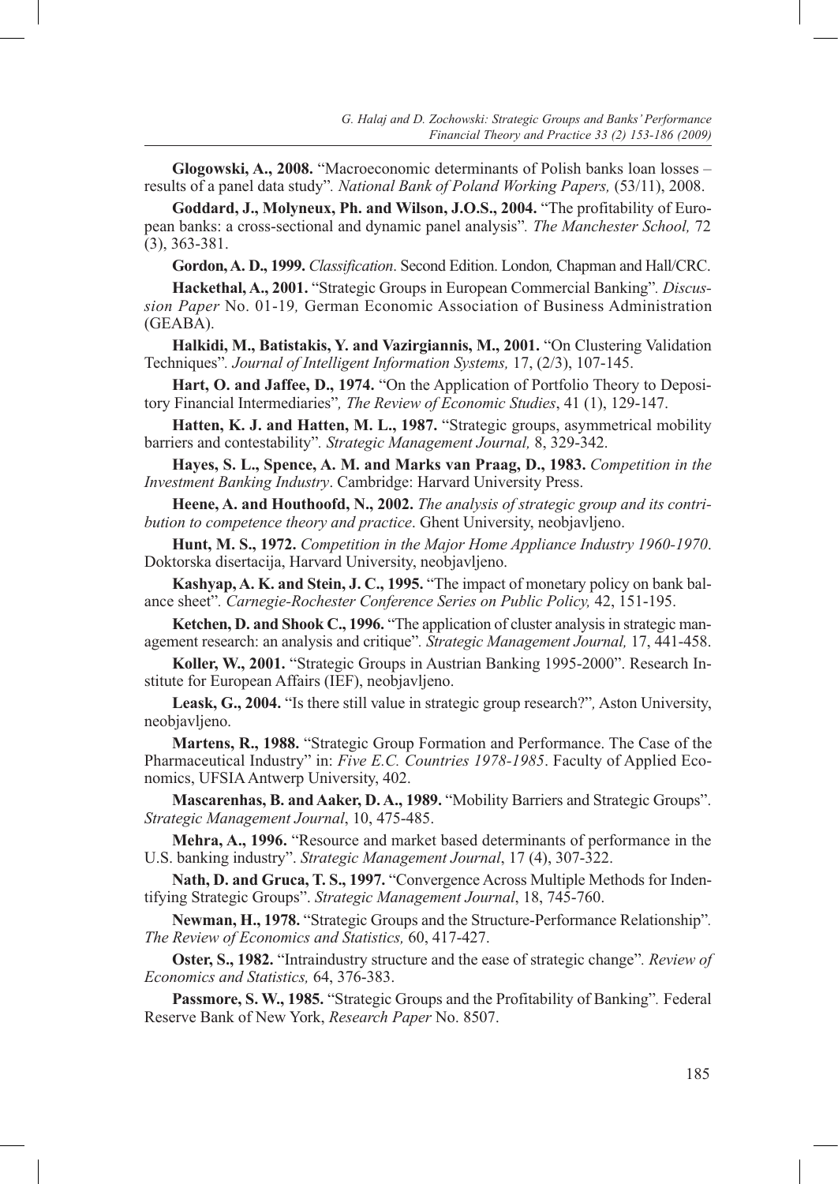**Glogowski, A., 2008.** "Macroeconomic determinants of Polish banks loan losses – results of a panel data study". *National Bank of Poland Working Papers,* (53/11), 2008.

**Goddard, J., Molyneux, Ph. and Wilson, J.O.S., 2004.** "The profitability of European banks: a cross-sectional and dynamic panel analysis". *The Manchester School,* 72 (3), 363-381.

**Gordon, A. D., 1999.** *Classification*. Second Edition. London*,* Chapman and Hall/CRC.

**Hackethal, A., 2001.** "Strategic Groups in European Commercial Banking"*. Discussion Paper* No. 01-19*,* German Economic Association of Business Administration (GEABA).

**Halkidi, M., Batistakis, Y. and Vazirgiannis, M., 2001.** "On Clustering Validation Techniques"*. Journal of Intelligent Information Systems,* 17, (2/3), 107-145.

**Hart, O. and Jaffee, D., 1974.** "On the Application of Portfolio Theory to Depository Financial Intermediaries"*, The Review of Economic Studies*, 41 (1), 129-147.

**Hatten, K. J. and Hatten, M. L., 1987.** "Strategic groups, asymmetrical mobility barriers and contestability"*. Strategic Management Journal,* 8, 329-342.

**Hayes, S. L., Spence, A. M. and Marks van Praag, D., 1983.** *Competition in the Investment Banking Industry*. Cambridge: Harvard University Press.

**Heene, A. and Houthoofd, N., 2002.** *The analysis of strategic group and its contribution to competence theory and practice*. Ghent University, neobjavljeno.

**Hunt, M. S., 1972.** *Competition in the Major Home Appliance Industry 1960-1970*. Doktorska disertacija, Harvard University, neobjavljeno.

**Kashyap, A. K. and Stein, J. C., 1995.** "The impact of monetary policy on bank balance sheet"*. Carnegie-Rochester Conference Series on Public Policy,* 42, 151-195.

**Ketchen, D. and Shook C., 1996.** "The application of cluster analysis in strategic management research: an analysis and critique"*. Strategic Management Journal,* 17, 441-458.

**Koller, W., 2001.** "Strategic Groups in Austrian Banking 1995-2000". Research Institute for European Affairs (IEF), neobjavljeno.

**Leask, G., 2004.** "Is there still value in strategic group research?"*,* Aston University, neobjavljeno.

**Martens, R., 1988.** "Strategic Group Formation and Performance. The Case of the Pharmaceutical Industry" in: *Five E.C. Countries 1978-1985*. Faculty of Applied Economics, UFSIA Antwerp University, 402.

**Mascarenhas, B. and Aaker, D. A., 1989.** "Mobility Barriers and Strategic Groups". *Strategic Management Journal*, 10, 475-485.

**Mehra, A., 1996.** "Resource and market based determinants of performance in the U.S. banking industry". *Strategic Management Journal*, 17 (4), 307-322.

**Nath, D. and Gruca, T. S., 1997.** "Convergence Across Multiple Methods for Indentifying Strategic Groups". *Strategic Management Journal*, 18, 745-760.

**Newman, H., 1978.** "Strategic Groups and the Structure-Performance Relationship"*. The Review of Economics and Statistics,* 60, 417-427.

**Oster, S., 1982.** "Intraindustry structure and the ease of strategic change"*. Review of Economics and Statistics,* 64, 376-383.

**Passmore, S. W., 1985.** "Strategic Groups and the Profitability of Banking"*.* Federal Reserve Bank of New York, *Research Paper* No. 8507.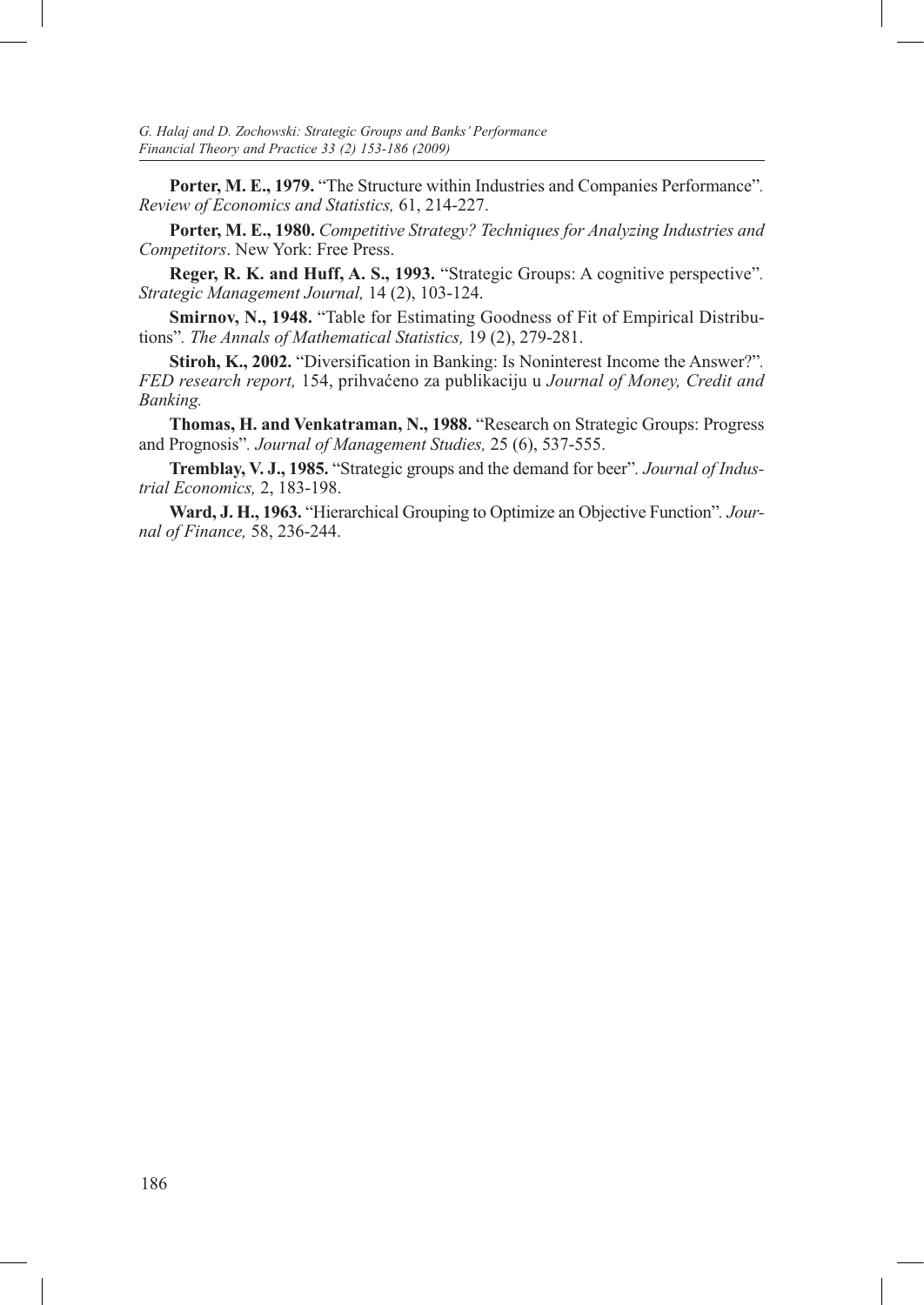**Porter, M. E., 1979.** "The Structure within Industries and Companies Performance". *Review of Economics and Statistics,* 61, 214-227.

**Porter, M. E., 1980.** *Competitive Strategy? Techniques for Analyzing Industries and Competitors*. New York: Free Press.

**Reger, R. K. and Huff, A. S., 1993.** "Strategic Groups: A cognitive perspective". *Strategic Management Journal,* 14 (2), 103-124.

**Smirnov, N., 1948.** "Table for Estimating Goodness of Fit of Empirical Distributions". *The Annals of Mathematical Statistics,* 19 (2), 279-281.

**Stiroh, K., 2002.** "Diversification in Banking: Is Noninterest Income the Answer?". *FED research report,* 154, prihvaćeno za publikaciju u *Journal of Money, Credit and Banking.*

**Thomas, H. and Venkatraman, N., 1988.** "Research on Strategic Groups: Progress and Prognosis". *Journal of Management Studies,* 25 (6), 537-555.

**Tremblay, V. J., 1985.** "Strategic groups and the demand for beer". *Journal of Industrial Economics,* 2, 183-198.

**Ward, J. H., 1963.** "Hierarchical Grouping to Optimize an Objective Function". *Journal of Finance,* 58, 236-244.